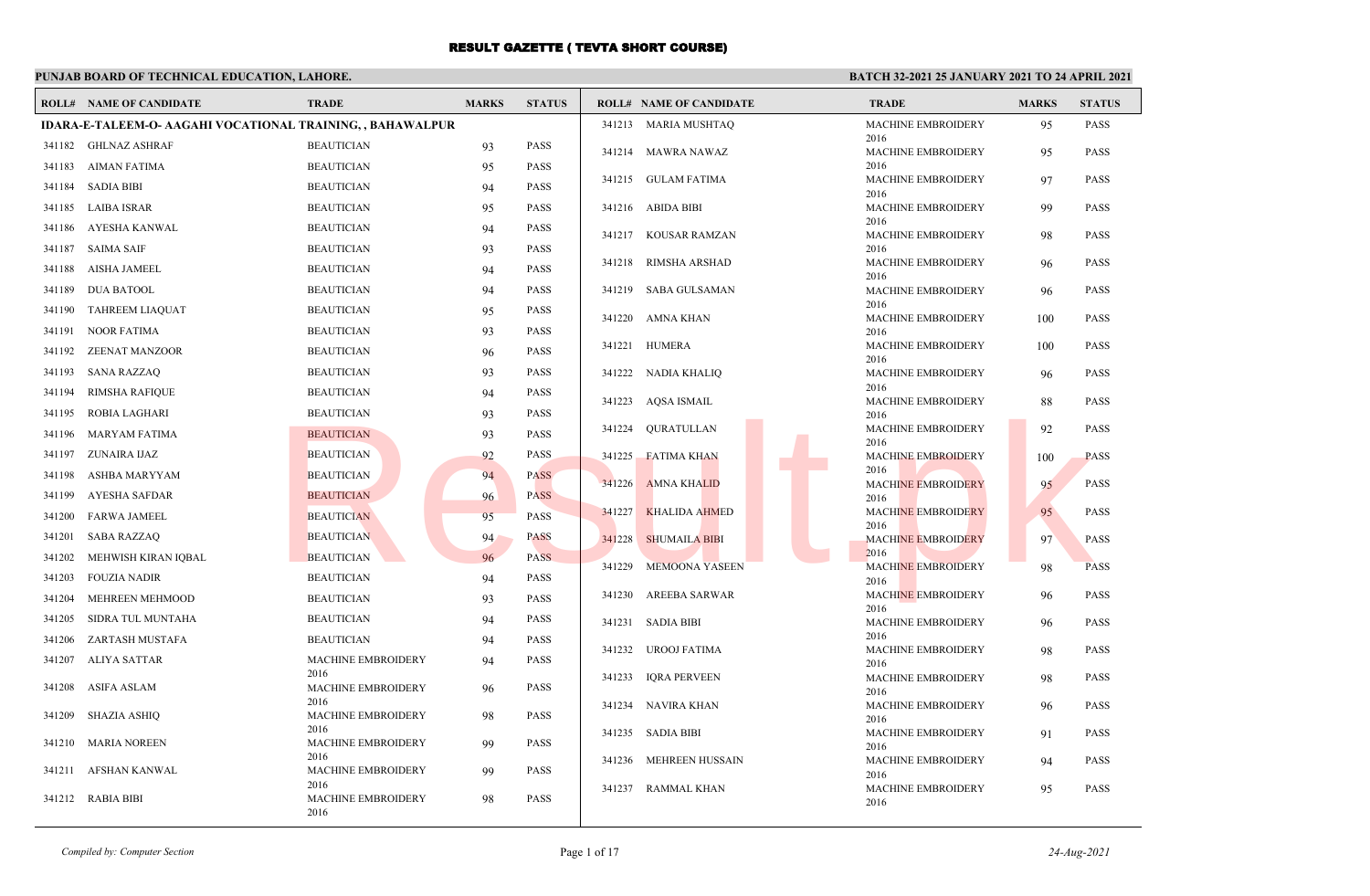# RESULT GAZETTE ( TEVTA SHORT COURSE)

**PUNJAB BOARD OF TECHNICAL EDUCATION, LAHORE.**

**BATCH 32-2021 25 JANUARY 2021 TO 24 APRIL 2021**

**IDARA-E-TALEEM-O- AAGAHI VOCATIONAL TRAINING, , BAHAWALPUR**

| ROLL# | NAME OF CANDIDATE | TRADE | MARKS | STATUS |
|---|---|---|---|---|
| 341182 | GHLNAZ ASHRAF | BEAUTICIAN | 93 | PASS |
| 341183 | AIMAN FATIMA | BEAUTICIAN | 95 | PASS |
| 341184 | SADIA BIBI | BEAUTICIAN | 94 | PASS |
| 341185 | LAIBA ISRAR | BEAUTICIAN | 95 | PASS |
| 341186 | AYESHA KANWAL | BEAUTICIAN | 94 | PASS |
| 341187 | SAIMA SAIF | BEAUTICIAN | 93 | PASS |
| 341188 | AISHA JAMEEL | BEAUTICIAN | 94 | PASS |
| 341189 | DUA BATOOL | BEAUTICIAN | 94 | PASS |
| 341190 | TAHREEM LIAQUAT | BEAUTICIAN | 95 | PASS |
| 341191 | NOOR FATIMA | BEAUTICIAN | 93 | PASS |
| 341192 | ZEENAT MANZOOR | BEAUTICIAN | 96 | PASS |
| 341193 | SANA RAZZAQ | BEAUTICIAN | 93 | PASS |
| 341194 | RIMSHA RAFIQUE | BEAUTICIAN | 94 | PASS |
| 341195 | ROBIA LAGHARI | BEAUTICIAN | 93 | PASS |
| 341196 | MARYAM FATIMA | BEAUTICIAN | 93 | PASS |
| 341197 | ZUNAIRA IJAZ | BEAUTICIAN | 92 | PASS |
| 341198 | ASHBA MARYYAM | BEAUTICIAN | 94 | PASS |
| 341199 | AYESHA SAFDAR | BEAUTICIAN | 96 | PASS |
| 341200 | FARWA JAMEEL | BEAUTICIAN | 95 | PASS |
| 341201 | SABA RAZZAQ | BEAUTICIAN | 94 | PASS |
| 341202 | MEHWISH KIRAN IQBAL | BEAUTICIAN | 96 | PASS |
| 341203 | FOUZIA NADIR | BEAUTICIAN | 94 | PASS |
| 341204 | MEHREEN MEHMOOD | BEAUTICIAN | 93 | PASS |
| 341205 | SIDRA TUL MUNTAHA | BEAUTICIAN | 94 | PASS |
| 341206 | ZARTASH MUSTAFA | BEAUTICIAN | 94 | PASS |
| 341207 | ALIYA SATTAR | MACHINE EMBROIDERY 2016 | 94 | PASS |
| 341208 | ASIFA ASLAM | MACHINE EMBROIDERY 2016 | 96 | PASS |
| 341209 | SHAZIA ASHIQ | MACHINE EMBROIDERY 2016 | 98 | PASS |
| 341210 | MARIA NOREEN | MACHINE EMBROIDERY 2016 | 99 | PASS |
| 341211 | AFSHAN KANWAL | MACHINE EMBROIDERY 2016 | 99 | PASS |
| 341212 | RABIA BIBI | MACHINE EMBROIDERY 2016 | 98 | PASS |
| 341213 | MARIA MUSHTAQ | MACHINE EMBROIDERY 2016 | 95 | PASS |
| 341214 | MAWRA NAWAZ | MACHINE EMBROIDERY 2016 | 95 | PASS |
| 341215 | GULAM FATIMA | MACHINE EMBROIDERY 2016 | 97 | PASS |
| 341216 | ABIDA BIBI | MACHINE EMBROIDERY 2016 | 99 | PASS |
| 341217 | KOUSAR RAMZAN | MACHINE EMBROIDERY 2016 | 98 | PASS |
| 341218 | RIMSHA ARSHAD | MACHINE EMBROIDERY 2016 | 96 | PASS |
| 341219 | SABA GULSAMAN | MACHINE EMBROIDERY 2016 | 96 | PASS |
| 341220 | AMNA KHAN | MACHINE EMBROIDERY 2016 | 100 | PASS |
| 341221 | HUMERA | MACHINE EMBROIDERY 2016 | 100 | PASS |
| 341222 | NADIA KHALIQ | MACHINE EMBROIDERY 2016 | 96 | PASS |
| 341223 | AQSA ISMAIL | MACHINE EMBROIDERY 2016 | 88 | PASS |
| 341224 | QURATULLAN | MACHINE EMBROIDERY 2016 | 92 | PASS |
| 341225 | FATIMA KHAN | MACHINE EMBROIDERY 2016 | 100 | PASS |
| 341226 | AMNA KHALID | MACHINE EMBROIDERY 2016 | 95 | PASS |
| 341227 | KHALIDA AHMED | MACHINE EMBROIDERY 2016 | 95 | PASS |
| 341228 | SHUMAILA BIBI | MACHINE EMBROIDERY 2016 | 97 | PASS |
| 341229 | MEMOONA YASEEN | MACHINE EMBROIDERY 2016 | 98 | PASS |
| 341230 | AREEBA SARWAR | MACHINE EMBROIDERY 2016 | 96 | PASS |
| 341231 | SADIA BIBI | MACHINE EMBROIDERY 2016 | 96 | PASS |
| 341232 | UROOJ FATIMA | MACHINE EMBROIDERY 2016 | 98 | PASS |
| 341233 | IQRA PERVEEN | MACHINE EMBROIDERY 2016 | 98 | PASS |
| 341234 | NAVIRA KHAN | MACHINE EMBROIDERY 2016 | 96 | PASS |
| 341235 | SADIA BIBI | MACHINE EMBROIDERY 2016 | 91 | PASS |
| 341236 | MEHREEN HUSSAIN | MACHINE EMBROIDERY 2016 | 94 | PASS |
| 341237 | RAMMAL KHAN | MACHINE EMBROIDERY 2016 | 95 | PASS |

*Compiled by: Computer Section*

*24-Aug-2021*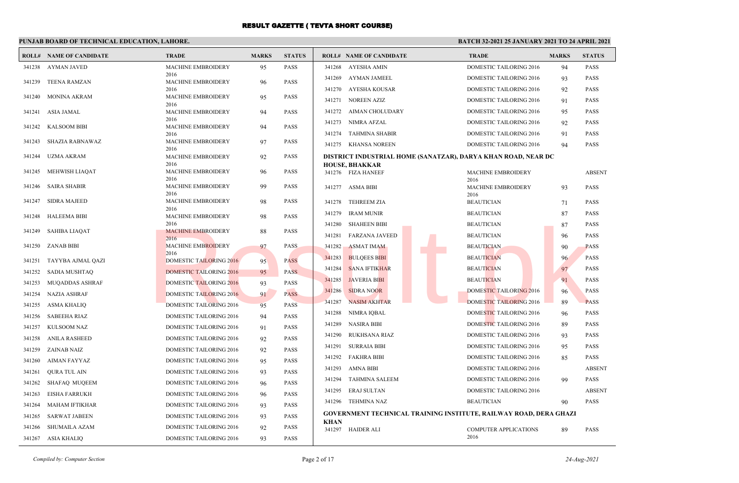# RESULT GAZETTE ( TEVTA SHORT COURSE)

**PUNJAB BOARD OF TECHNICAL EDUCATION, LAHORE.**

**BATCH 32-2021 25 JANUARY 2021 TO 24 APRIL 2021**

| ROLL# | NAME OF CANDIDATE | TRADE | MARKS | STATUS |
|---|---|---|---|---|
| 341238 | AYMAN JAVED | MACHINE EMBROIDERY 2016 | 95 | PASS |
| 341239 | TEENA RAMZAN | MACHINE EMBROIDERY 2016 | 96 | PASS |
| 341240 | MONINA AKRAM | MACHINE EMBROIDERY 2016 | 95 | PASS |
| 341241 | ASIA JAMAL | MACHINE EMBROIDERY 2016 | 94 | PASS |
| 341242 | KALSOOM BIBI | MACHINE EMBROIDERY 2016 | 94 | PASS |
| 341243 | SHAZIA RABNAWAZ | MACHINE EMBROIDERY 2016 | 97 | PASS |
| 341244 | UZMA AKRAM | MACHINE EMBROIDERY 2016 | 92 | PASS |
| 341245 | MEHWISH LIAQAT | MACHINE EMBROIDERY 2016 | 96 | PASS |
| 341246 | SAIRA SHABIR | MACHINE EMBROIDERY 2016 | 99 | PASS |
| 341247 | SIDRA MAJEED | MACHINE EMBROIDERY 2016 | 98 | PASS |
| 341248 | HALEEMA BIBI | MACHINE EMBROIDERY 2016 | 98 | PASS |
| 341249 | SAHIBA LIAQAT | MACHINE EMBROIDERY 2016 | 88 | PASS |
| 341250 | ZANAB BIBI | MACHINE EMBROIDERY 2016 | 97 | PASS |
| 341251 | TAYYBA AJMAL QAZI | DOMESTIC TAILORING 2016 | 95 | PASS |
| 341252 | SADIA MUSHTAQ | DOMESTIC TAILORING 2016 | 95 | PASS |
| 341253 | MUQADDAS ASHRAF | DOMESTIC TAILORING 2016 | 93 | PASS |
| 341254 | NAZIA ASHRAF | DOMESTIC TAILORING 2016 | 91 | PASS |
| 341255 | ASMA KHALIQ | DOMESTIC TAILORING 2016 | 95 | PASS |
| 341256 | SABEEHA RIAZ | DOMESTIC TAILORING 2016 | 94 | PASS |
| 341257 | KULSOOM NAZ | DOMESTIC TAILORING 2016 | 91 | PASS |
| 341258 | ANILA RASHEED | DOMESTIC TAILORING 2016 | 92 | PASS |
| 341259 | ZAINAB NAIZ | DOMESTIC TAILORING 2016 | 92 | PASS |
| 341260 | AIMAN FAYYAZ | DOMESTIC TAILORING 2016 | 95 | PASS |
| 341261 | QURA TUL AIN | DOMESTIC TAILORING 2016 | 93 | PASS |
| 341262 | SHAFAQ MUQEEM | DOMESTIC TAILORING 2016 | 96 | PASS |
| 341263 | EISHA FARRUKH | DOMESTIC TAILORING 2016 | 96 | PASS |
| 341264 | MAHAM IFTIKHAR | DOMESTIC TAILORING 2016 | 93 | PASS |
| 341265 | SARWAT JABEEN | DOMESTIC TAILORING 2016 | 93 | PASS |
| 341266 | SHUMAILA AZAM | DOMESTIC TAILORING 2016 | 92 | PASS |
| 341267 | ASIA KHALIQ | DOMESTIC TAILORING 2016 | 93 | PASS |
| 341268 | AYESHA AMIN | DOMESTIC TAILORING 2016 | 94 | PASS |
| 341269 | AYMAN JAMEEL | DOMESTIC TAILORING 2016 | 93 | PASS |
| 341270 | AYESHA KOUSAR | DOMESTIC TAILORING 2016 | 92 | PASS |
| 341271 | NOREEN AZIZ | DOMESTIC TAILORING 2016 | 91 | PASS |
| 341272 | AIMAN CHOLUDARY | DOMESTIC TAILORING 2016 | 95 | PASS |
| 341273 | NIMRA AFZAL | DOMESTIC TAILORING 2016 | 92 | PASS |
| 341274 | TAHMINA SHABIR | DOMESTIC TAILORING 2016 | 91 | PASS |
| 341275 | KHANSA NOREEN | DOMESTIC TAILORING 2016 | 94 | PASS |

**DISTRICT INDUSTRIAL HOME (SANATZAR), DARYA KHAN ROAD, NEAR DC HOUSE, BHAKKAR**

| ROLL# | NAME OF CANDIDATE | TRADE | MARKS | STATUS |
|---|---|---|---|---|
| 341276 | FIZA HANEEF | MACHINE EMBROIDERY 2016 | | ABSENT |
| 341277 | ASMA BIBI | MACHINE EMBROIDERY 2016 | 93 | PASS |
| 341278 | TEHREEM ZIA | BEAUTICIAN | 71 | PASS |
| 341279 | IRAM MUNIR | BEAUTICIAN | 87 | PASS |
| 341280 | SHAHEEN BIBI | BEAUTICIAN | 87 | PASS |
| 341281 | FARZANA JAVEED | BEAUTICIAN | 96 | PASS |
| 341282 | ASMAT IMAM | BEAUTICIAN | 90 | PASS |
| 341283 | BULQEES BIBI | BEAUTICIAN | 96 | PASS |
| 341284 | SANA IFTIKHAR | BEAUTICIAN | 97 | PASS |
| 341285 | JAVERIA BIBI | BEAUTICIAN | 91 | PASS |
| 341286 | SIDRA NOOR | DOMESTIC TAILORING 2016 | 96 | PASS |
| 341287 | NASIM AKHTAR | DOMESTIC TAILORING 2016 | 89 | PASS |
| 341288 | NIMRA IQBAL | DOMESTIC TAILORING 2016 | 96 | PASS |
| 341289 | NASIRA BIBI | DOMESTIC TAILORING 2016 | 89 | PASS |
| 341290 | RUKHSANA RIAZ | DOMESTIC TAILORING 2016 | 93 | PASS |
| 341291 | SURRAIA BIBI | DOMESTIC TAILORING 2016 | 95 | PASS |
| 341292 | FAKHRA BIBI | DOMESTIC TAILORING 2016 | 85 | PASS |
| 341293 | AMNA BIBI | DOMESTIC TAILORING 2016 | | ABSENT |
| 341294 | TAHMINA SALEEM | DOMESTIC TAILORING 2016 | 99 | PASS |
| 341295 | ERAJ SULTAN | DOMESTIC TAILORING 2016 | | ABSENT |
| 341296 | TEHMINA NAZ | BEAUTICIAN | 90 | PASS |

**GOVERNMENT TECHNICAL TRAINING INSTITUTE, RAILWAY ROAD, DERA GHAZI KHAN**

| ROLL# | NAME OF CANDIDATE | TRADE | MARKS | STATUS |
|---|---|---|---|---|
| 341297 | HAIDER ALI | COMPUTER APPLICATIONS 2016 | 89 | PASS |

*Compiled by: Computer Section* — *24-Aug-2021*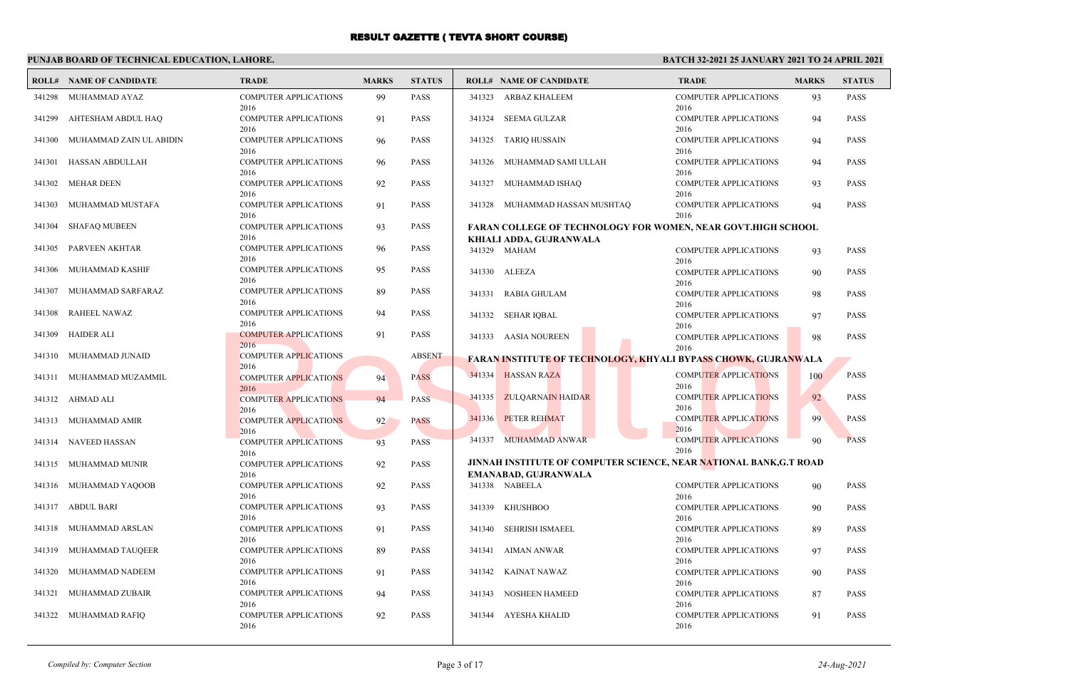# RESULT GAZETTE ( TEVTA SHORT COURSE)

**PUNJAB BOARD OF TECHNICAL EDUCATION, LAHORE.**

**BATCH 32-2021 25 JANUARY 2021 TO 24 APRIL 2021**

| ROLL# | NAME OF CANDIDATE | TRADE | MARKS | STATUS |
|---|---|---|---|---|
| 341298 | MUHAMMAD AYAZ | COMPUTER APPLICATIONS 2016 | 99 | PASS |
| 341299 | AHTESHAM ABDUL HAQ | COMPUTER APPLICATIONS 2016 | 91 | PASS |
| 341300 | MUHAMMAD ZAIN UL ABIDIN | COMPUTER APPLICATIONS 2016 | 96 | PASS |
| 341301 | HASSAN ABDULLAH | COMPUTER APPLICATIONS 2016 | 96 | PASS |
| 341302 | MEHAR DEEN | COMPUTER APPLICATIONS 2016 | 92 | PASS |
| 341303 | MUHAMMAD MUSTAFA | COMPUTER APPLICATIONS 2016 | 91 | PASS |
| 341304 | SHAFAQ MUBEEN | COMPUTER APPLICATIONS 2016 | 93 | PASS |
| 341305 | PARVEEN AKHTAR | COMPUTER APPLICATIONS 2016 | 96 | PASS |
| 341306 | MUHAMMAD KASHIF | COMPUTER APPLICATIONS 2016 | 95 | PASS |
| 341307 | MUHAMMAD SARFARAZ | COMPUTER APPLICATIONS 2016 | 89 | PASS |
| 341308 | RAHEEL NAWAZ | COMPUTER APPLICATIONS 2016 | 94 | PASS |
| 341309 | HAIDER ALI | COMPUTER APPLICATIONS 2016 | 91 | PASS |
| 341310 | MUHAMMAD JUNAID | COMPUTER APPLICATIONS 2016 | | ABSENT |
| 341311 | MUHAMMAD MUZAMMIL | COMPUTER APPLICATIONS 2016 | 94 | PASS |
| 341312 | AHMAD ALI | COMPUTER APPLICATIONS 2016 | 94 | PASS |
| 341313 | MUHAMMAD AMIR | COMPUTER APPLICATIONS 2016 | 92 | PASS |
| 341314 | NAVEED HASSAN | COMPUTER APPLICATIONS 2016 | 93 | PASS |
| 341315 | MUHAMMAD MUNIR | COMPUTER APPLICATIONS 2016 | 92 | PASS |
| 341316 | MUHAMMAD YAQOOB | COMPUTER APPLICATIONS 2016 | 92 | PASS |
| 341317 | ABDUL BARI | COMPUTER APPLICATIONS 2016 | 93 | PASS |
| 341318 | MUHAMMAD ARSLAN | COMPUTER APPLICATIONS 2016 | 91 | PASS |
| 341319 | MUHAMMAD TAUQEER | COMPUTER APPLICATIONS 2016 | 89 | PASS |
| 341320 | MUHAMMAD NADEEM | COMPUTER APPLICATIONS 2016 | 91 | PASS |
| 341321 | MUHAMMAD ZUBAIR | COMPUTER APPLICATIONS 2016 | 94 | PASS |
| 341322 | MUHAMMAD RAFIQ | COMPUTER APPLICATIONS 2016 | 92 | PASS |
| 341323 | ARBAZ KHALEEM | COMPUTER APPLICATIONS 2016 | 93 | PASS |
| 341324 | SEEMA GULZAR | COMPUTER APPLICATIONS 2016 | 94 | PASS |
| 341325 | TARIQ HUSSAIN | COMPUTER APPLICATIONS 2016 | 94 | PASS |
| 341326 | MUHAMMAD SAMI ULLAH | COMPUTER APPLICATIONS 2016 | 94 | PASS |
| 341327 | MUHAMMAD ISHAQ | COMPUTER APPLICATIONS 2016 | 93 | PASS |
| 341328 | MUHAMMAD HASSAN MUSHTAQ | COMPUTER APPLICATIONS 2016 | 94 | PASS |

**FARAN COLLEGE OF TECHNOLOGY FOR WOMEN, NEAR GOVT.HIGH SCHOOL KHIALI ADDA, GUJRANWALA**

| ROLL# | NAME OF CANDIDATE | TRADE | MARKS | STATUS |
|---|---|---|---|---|
| 341329 | MAHAM | COMPUTER APPLICATIONS 2016 | 93 | PASS |
| 341330 | ALEEZA | COMPUTER APPLICATIONS 2016 | 90 | PASS |
| 341331 | RABIA GHULAM | COMPUTER APPLICATIONS 2016 | 98 | PASS |
| 341332 | SEHAR IQBAL | COMPUTER APPLICATIONS 2016 | 97 | PASS |
| 341333 | AASIA NOUREEN | COMPUTER APPLICATIONS 2016 | 98 | PASS |

**FARAN INSTITUTE OF TECHNOLOGY, KHYALI BYPASS CHOWK, GUJRANWALA**

| ROLL# | NAME OF CANDIDATE | TRADE | MARKS | STATUS |
|---|---|---|---|---|
| 341334 | HASSAN RAZA | COMPUTER APPLICATIONS 2016 | 100 | PASS |
| 341335 | ZULQARNAIN HAIDAR | COMPUTER APPLICATIONS 2016 | 92 | PASS |
| 341336 | PETER REHMAT | COMPUTER APPLICATIONS 2016 | 99 | PASS |
| 341337 | MUHAMMAD ANWAR | COMPUTER APPLICATIONS 2016 | 90 | PASS |

**JINNAH INSTITUTE OF COMPUTER SCIENCE, NEAR NATIONAL BANK,G.T ROAD EMANABAD, GUJRANWALA**

| ROLL# | NAME OF CANDIDATE | TRADE | MARKS | STATUS |
|---|---|---|---|---|
| 341338 | NABEELA | COMPUTER APPLICATIONS 2016 | 90 | PASS |
| 341339 | KHUSHBOO | COMPUTER APPLICATIONS 2016 | 90 | PASS |
| 341340 | SEHRISH ISMAEEL | COMPUTER APPLICATIONS 2016 | 89 | PASS |
| 341341 | AIMAN ANWAR | COMPUTER APPLICATIONS 2016 | 97 | PASS |
| 341342 | KAINAT NAWAZ | COMPUTER APPLICATIONS 2016 | 90 | PASS |
| 341343 | NOSHEEN HAMEED | COMPUTER APPLICATIONS 2016 | 87 | PASS |
| 341344 | AYESHA KHALID | COMPUTER APPLICATIONS 2016 | 91 | PASS |

*Compiled by: Computer Section*

*24-Aug-2021*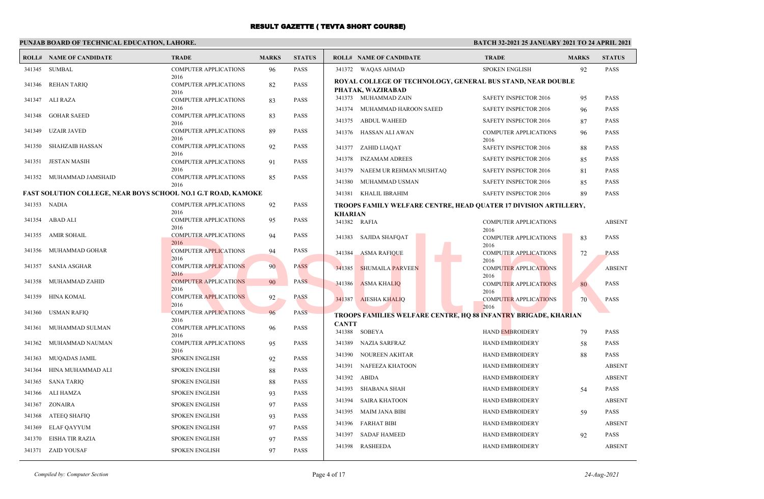# RESULT GAZETTE ( TEVTA SHORT COURSE)

**PUNJAB BOARD OF TECHNICAL EDUCATION, LAHORE.**

**BATCH 32-2021 25 JANUARY 2021 TO 24 APRIL 2021**

| ROLL# | NAME OF CANDIDATE | TRADE | MARKS | STATUS |
|---|---|---|---|---|
| 341345 | SUMBAL | COMPUTER APPLICATIONS 2016 | 96 | PASS |
| 341346 | REHAN TARIQ | COMPUTER APPLICATIONS 2016 | 82 | PASS |
| 341347 | ALI RAZA | COMPUTER APPLICATIONS 2016 | 83 | PASS |
| 341348 | GOHAR SAEED | COMPUTER APPLICATIONS 2016 | 83 | PASS |
| 341349 | UZAIR JAVED | COMPUTER APPLICATIONS 2016 | 89 | PASS |
| 341350 | SHAHZAIB HASSAN | COMPUTER APPLICATIONS 2016 | 92 | PASS |
| 341351 | JESTAN MASIH | COMPUTER APPLICATIONS 2016 | 91 | PASS |
| 341352 | MUHAMMAD JAMSHAID | COMPUTER APPLICATIONS 2016 | 85 | PASS |

**FAST SOLUTION COLLEGE, NEAR BOYS SCHOOL NO.1 G.T ROAD, KAMOKE**

| ROLL# | NAME OF CANDIDATE | TRADE | MARKS | STATUS |
|---|---|---|---|---|
| 341353 | NADIA | COMPUTER APPLICATIONS 2016 | 92 | PASS |
| 341354 | ABAD ALI | COMPUTER APPLICATIONS 2016 | 95 | PASS |
| 341355 | AMIR SOHAIL | COMPUTER APPLICATIONS 2016 | 94 | PASS |
| 341356 | MUHAMMAD GOHAR | COMPUTER APPLICATIONS 2016 | 94 | PASS |
| 341357 | SANIA ASGHAR | COMPUTER APPLICATIONS 2016 | 90 | PASS |
| 341358 | MUHAMMAD ZAHID | COMPUTER APPLICATIONS 2016 | 90 | PASS |
| 341359 | HINA KOMAL | COMPUTER APPLICATIONS 2016 | 92 | PASS |
| 341360 | USMAN RAFIQ | COMPUTER APPLICATIONS 2016 | 96 | PASS |
| 341361 | MUHAMMAD SULMAN | COMPUTER APPLICATIONS 2016 | 96 | PASS |
| 341362 | MUHAMMAD NAUMAN | COMPUTER APPLICATIONS 2016 | 95 | PASS |
| 341363 | MUQADAS JAMIL | SPOKEN ENGLISH | 92 | PASS |
| 341364 | HINA MUHAMMAD ALI | SPOKEN ENGLISH | 88 | PASS |
| 341365 | SANA TARIQ | SPOKEN ENGLISH | 88 | PASS |
| 341366 | ALI HAMZA | SPOKEN ENGLISH | 93 | PASS |
| 341367 | ZONAIRA | SPOKEN ENGLISH | 97 | PASS |
| 341368 | ATEEQ SHAFIQ | SPOKEN ENGLISH | 93 | PASS |
| 341369 | ELAF QAYYUM | SPOKEN ENGLISH | 97 | PASS |
| 341370 | EISHA TIR RAZIA | SPOKEN ENGLISH | 97 | PASS |
| 341371 | ZAID YOUSAF | SPOKEN ENGLISH | 97 | PASS |
| 341372 | WAQAS AHMAD | SPOKEN ENGLISH | 92 | PASS |

**ROYAL COLLEGE OF TECHNOLOGY, GENERAL BUS STAND, NEAR DOUBLE PHATAK, WAZIRABAD**

| ROLL# | NAME OF CANDIDATE | TRADE | MARKS | STATUS |
|---|---|---|---|---|
| 341373 | MUHAMMAD ZAIN | SAFETY INSPECTOR 2016 | 95 | PASS |
| 341374 | MUHAMMAD HAROON SAEED | SAFETY INSPECTOR 2016 | 96 | PASS |
| 341375 | ABDUL WAHEED | SAFETY INSPECTOR 2016 | 87 | PASS |
| 341376 | HASSAN ALI AWAN | COMPUTER APPLICATIONS 2016 | 96 | PASS |
| 341377 | ZAHID LIAQAT | SAFETY INSPECTOR 2016 | 88 | PASS |
| 341378 | INZAMAM ADREES | SAFETY INSPECTOR 2016 | 85 | PASS |
| 341379 | NAEEM UR REHMAN MUSHTAQ | SAFETY INSPECTOR 2016 | 81 | PASS |
| 341380 | MUHAMMAD USMAN | SAFETY INSPECTOR 2016 | 85 | PASS |
| 341381 | KHALIL IBRAHIM | SAFETY INSPECTOR 2016 | 89 | PASS |

**TROOPS FAMILY WELFARE CENTRE, HEAD QUATER 17 DIVISION ARTILLERY, KHARIAN**

| ROLL# | NAME OF CANDIDATE | TRADE | MARKS | STATUS |
|---|---|---|---|---|
| 341382 | RAFIA | COMPUTER APPLICATIONS 2016 | | ABSENT |
| 341383 | SAJIDA SHAFQAT | COMPUTER APPLICATIONS 2016 | 83 | PASS |
| 341384 | ASMA RAFIQUE | COMPUTER APPLICATIONS 2016 | 72 | PASS |
| 341385 | SHUMAILA PARVEEN | COMPUTER APPLICATIONS 2016 | | ABSENT |
| 341386 | ASMA KHALIQ | COMPUTER APPLICATIONS 2016 | 80 | PASS |
| 341387 | AIESHA KHALIQ | COMPUTER APPLICATIONS 2016 | 70 | PASS |

**TROOPS FAMILIES WELFARE CENTRE, HQ 88 INFANTRY BRIGADE, KHARIAN CANTT**

| ROLL# | NAME OF CANDIDATE | TRADE | MARKS | STATUS |
|---|---|---|---|---|
| 341388 | SOBEYA | HAND EMBROIDERY | 79 | PASS |
| 341389 | NAZIA SARFRAZ | HAND EMBROIDERY | 58 | PASS |
| 341390 | NOUREEN AKHTAR | HAND EMBROIDERY | 88 | PASS |
| 341391 | NAFEEZA KHATOON | HAND EMBROIDERY | | ABSENT |
| 341392 | ABIDA | HAND EMBROIDERY | | ABSENT |
| 341393 | SHABANA SHAH | HAND EMBROIDERY | 54 | PASS |
| 341394 | SAIRA KHATOON | HAND EMBROIDERY | | ABSENT |
| 341395 | MAIM JANA BIBI | HAND EMBROIDERY | 59 | PASS |
| 341396 | FARHAT BIBI | HAND EMBROIDERY | | ABSENT |
| 341397 | SADAF HAMEED | HAND EMBROIDERY | 92 | PASS |
| 341398 | RASHEEDA | HAND EMBROIDERY | | ABSENT |

*Compiled by: Computer Section* | *24-Aug-2021*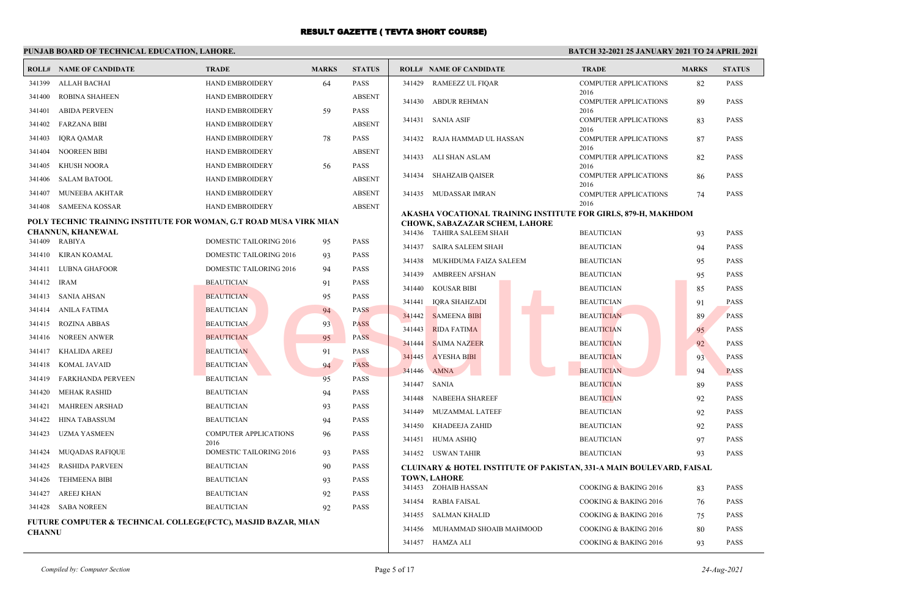# RESULT GAZETTE ( TEVTA SHORT COURSE)

**PUNJAB BOARD OF TECHNICAL EDUCATION, LAHORE.**

**BATCH 32-2021 25 JANUARY 2021 TO 24 APRIL 2021**

| ROLL# | NAME OF CANDIDATE | TRADE | MARKS | STATUS |
|---|---|---|---|---|
| 341399 | ALLAH BACHAI | HAND EMBROIDERY | 64 | PASS |
| 341400 | ROBINA SHAHEEN | HAND EMBROIDERY | | ABSENT |
| 341401 | ABIDA PERVEEN | HAND EMBROIDERY | 59 | PASS |
| 341402 | FARZANA BIBI | HAND EMBROIDERY | | ABSENT |
| 341403 | IQRA QAMAR | HAND EMBROIDERY | 78 | PASS |
| 341404 | NOOREEN BIBI | HAND EMBROIDERY | | ABSENT |
| 341405 | KHUSH NOORA | HAND EMBROIDERY | 56 | PASS |
| 341406 | SALAM BATOOL | HAND EMBROIDERY | | ABSENT |
| 341407 | MUNEEBA AKHTAR | HAND EMBROIDERY | | ABSENT |
| 341408 | SAMEENA KOSSAR | HAND EMBROIDERY | | ABSENT |

**POLY TECHNIC TRAINING INSTITUTE FOR WOMAN, G.T ROAD MUSA VIRK MIAN CHANNUN, KHANEWAL**

| ROLL# | NAME OF CANDIDATE | TRADE | MARKS | STATUS |
|---|---|---|---|---|
| 341409 | RABIYA | DOMESTIC TAILORING 2016 | 95 | PASS |
| 341410 | KIRAN KOAMAL | DOMESTIC TAILORING 2016 | 93 | PASS |
| 341411 | LUBNA GHAFOOR | DOMESTIC TAILORING 2016 | 94 | PASS |
| 341412 | IRAM | BEAUTICIAN | 91 | PASS |
| 341413 | SANIA AHSAN | BEAUTICIAN | 95 | PASS |
| 341414 | ANILA FATIMA | BEAUTICIAN | 94 | PASS |
| 341415 | ROZINA ABBAS | BEAUTICIAN | 93 | PASS |
| 341416 | NOREEN ANWER | BEAUTICIAN | 95 | PASS |
| 341417 | KHALIDA AREEJ | BEAUTICIAN | 91 | PASS |
| 341418 | KOMAL JAVAID | BEAUTICIAN | 94 | PASS |
| 341419 | FARKHANDA PERVEEN | BEAUTICIAN | 95 | PASS |
| 341420 | MEHAK RASHID | BEAUTICIAN | 94 | PASS |
| 341421 | MAHREEN ARSHAD | BEAUTICIAN | 93 | PASS |
| 341422 | HINA TABASSUM | BEAUTICIAN | 94 | PASS |
| 341423 | UZMA YASMEEN | COMPUTER APPLICATIONS 2016 | 96 | PASS |
| 341424 | MUQADAS RAFIQUE | DOMESTIC TAILORING 2016 | 93 | PASS |
| 341425 | RASHIDA PARVEEN | BEAUTICIAN | 90 | PASS |
| 341426 | TEHMEENA BIBI | BEAUTICIAN | 93 | PASS |
| 341427 | AREEJ KHAN | BEAUTICIAN | 92 | PASS |
| 341428 | SABA NOREEN | BEAUTICIAN | 92 | PASS |

**FUTURE COMPUTER & TECHNICAL COLLEGE(FCTC), MASJID BAZAR, MIAN CHANNU**

| ROLL# | NAME OF CANDIDATE | TRADE | MARKS | STATUS |
|---|---|---|---|---|
| 341429 | RAMEEZZ UL FIQAR | COMPUTER APPLICATIONS 2016 | 82 | PASS |
| 341430 | ABDUR REHMAN | COMPUTER APPLICATIONS 2016 | 89 | PASS |
| 341431 | SANIA ASIF | COMPUTER APPLICATIONS 2016 | 83 | PASS |
| 341432 | RAJA HAMMAD UL HASSAN | COMPUTER APPLICATIONS 2016 | 87 | PASS |
| 341433 | ALI SHAN ASLAM | COMPUTER APPLICATIONS 2016 | 82 | PASS |
| 341434 | SHAHZAIB QAISER | COMPUTER APPLICATIONS 2016 | 86 | PASS |
| 341435 | MUDASSAR IMRAN | COMPUTER APPLICATIONS 2016 | 74 | PASS |

**AKASHA VOCATIONAL TRAINING INSTITUTE FOR GIRLS, 879-H, MAKHDOM CHOWK, SABAZAZAR SCHEM, LAHORE**

| ROLL# | NAME OF CANDIDATE | TRADE | MARKS | STATUS |
|---|---|---|---|---|
| 341436 | TAHIRA SALEEM SHAH | BEAUTICIAN | 93 | PASS |
| 341437 | SAIRA SALEEM SHAH | BEAUTICIAN | 94 | PASS |
| 341438 | MUKHDUMA FAIZA SALEEM | BEAUTICIAN | 95 | PASS |
| 341439 | AMBREEN AFSHAN | BEAUTICIAN | 95 | PASS |
| 341440 | KOUSAR BIBI | BEAUTICIAN | 85 | PASS |
| 341441 | IQRA SHAHZADI | BEAUTICIAN | 91 | PASS |
| 341442 | SAMEENA BIBI | BEAUTICIAN | 89 | PASS |
| 341443 | RIDA FATIMA | BEAUTICIAN | 95 | PASS |
| 341444 | SAIMA NAZEER | BEAUTICIAN | 92 | PASS |
| 341445 | AYESHA BIBI | BEAUTICIAN | 93 | PASS |
| 341446 | AMNA | BEAUTICIAN | 94 | PASS |
| 341447 | SANIA | BEAUTICIAN | 89 | PASS |
| 341448 | NABEEHA SHAREEF | BEAUTICIAN | 92 | PASS |
| 341449 | MUZAMMAL LATEEF | BEAUTICIAN | 92 | PASS |
| 341450 | KHADEEJA ZAHID | BEAUTICIAN | 92 | PASS |
| 341451 | HUMA ASHIQ | BEAUTICIAN | 97 | PASS |
| 341452 | USWAN TAHIR | BEAUTICIAN | 93 | PASS |

**CLUINARY & HOTEL INSTITUTE OF PAKISTAN, 331-A MAIN BOULEVARD, FAISAL TOWN, LAHORE**

| ROLL# | NAME OF CANDIDATE | TRADE | MARKS | STATUS |
|---|---|---|---|---|
| 341453 | ZOHAIB HASSAN | COOKING & BAKING 2016 | 83 | PASS |
| 341454 | RABIA FAISAL | COOKING & BAKING 2016 | 76 | PASS |
| 341455 | SALMAN KHALID | COOKING & BAKING 2016 | 75 | PASS |
| 341456 | MUHAMMAD SHOAIB MAHMOOD | COOKING & BAKING 2016 | 80 | PASS |
| 341457 | HAMZA ALI | COOKING & BAKING 2016 | 93 | PASS |

*Compiled by: Computer Section*

*24-Aug-2021*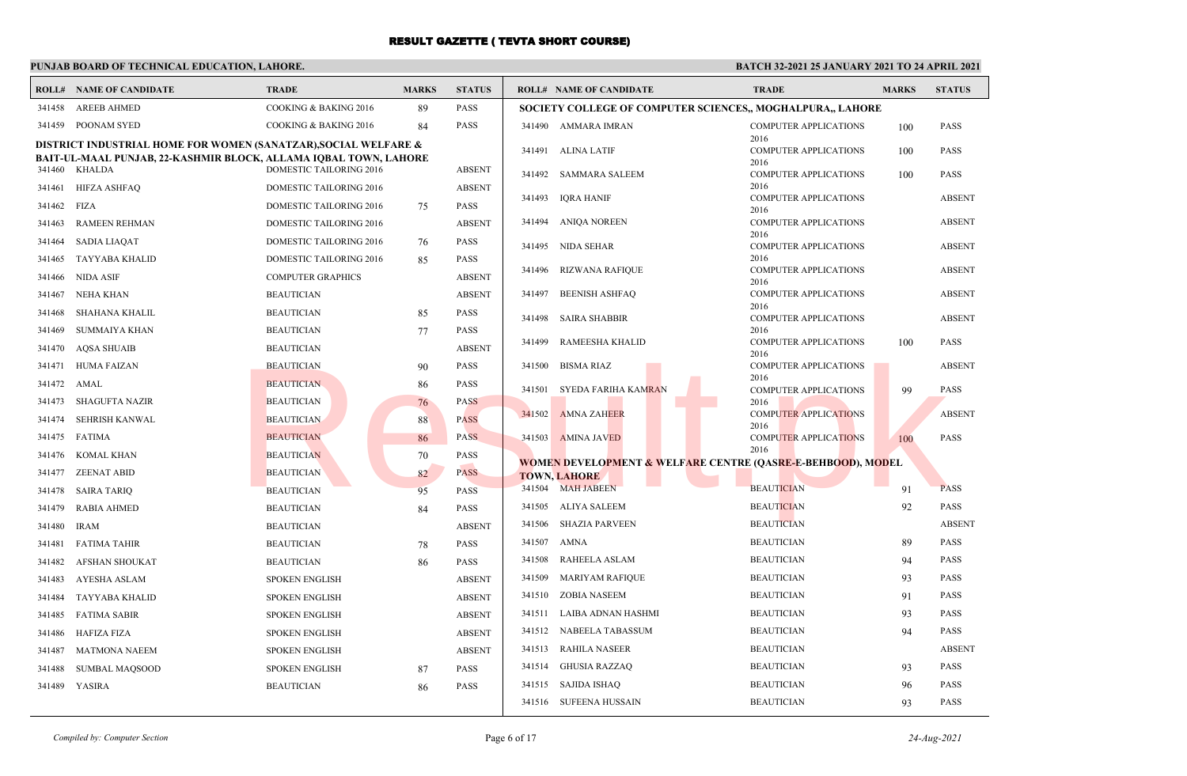# RESULT GAZETTE ( TEVTA SHORT COURSE)

**PUNJAB BOARD OF TECHNICAL EDUCATION, LAHORE.**

**BATCH 32-2021 25 JANUARY 2021 TO 24 APRIL 2021**

| ROLL# | NAME OF CANDIDATE | TRADE | MARKS | STATUS |
|---|---|---|---|---|
| 341458 | AREEB AHMED | COOKING & BAKING 2016 | 89 | PASS |
| 341459 | POONAM SYED | COOKING & BAKING 2016 | 84 | PASS |

**DISTRICT INDUSTRIAL HOME FOR WOMEN (SANATZAR),SOCIAL WELFARE & BAIT-UL-MAAL PUNJAB, 22-KASHMIR BLOCK, ALLAMA IQBAL TOWN, LAHORE**

| ROLL# | NAME OF CANDIDATE | TRADE | MARKS | STATUS |
|---|---|---|---|---|
| 341460 | KHALDA | DOMESTIC TAILORING 2016 | | ABSENT |
| 341461 | HIFZA ASHFAQ | DOMESTIC TAILORING 2016 | | ABSENT |
| 341462 | FIZA | DOMESTIC TAILORING 2016 | 75 | PASS |
| 341463 | RAMEEN REHMAN | DOMESTIC TAILORING 2016 | | ABSENT |
| 341464 | SADIA LIAQAT | DOMESTIC TAILORING 2016 | 76 | PASS |
| 341465 | TAYYABA KHALID | DOMESTIC TAILORING 2016 | 85 | PASS |
| 341466 | NIDA ASIF | COMPUTER GRAPHICS | | ABSENT |
| 341467 | NEHA KHAN | BEAUTICIAN | | ABSENT |
| 341468 | SHAHANA KHALIL | BEAUTICIAN | 85 | PASS |
| 341469 | SUMMAIYA KHAN | BEAUTICIAN | 77 | PASS |
| 341470 | AQSA SHUAIB | BEAUTICIAN | | ABSENT |
| 341471 | HUMA FAIZAN | BEAUTICIAN | 90 | PASS |
| 341472 | AMAL | BEAUTICIAN | 86 | PASS |
| 341473 | SHAGUFTA NAZIR | BEAUTICIAN | 76 | PASS |
| 341474 | SEHRISH KANWAL | BEAUTICIAN | 88 | PASS |
| 341475 | FATIMA | BEAUTICIAN | 86 | PASS |
| 341476 | KOMAL KHAN | BEAUTICIAN | 70 | PASS |
| 341477 | ZEENAT ABID | BEAUTICIAN | 82 | PASS |
| 341478 | SAIRA TARIQ | BEAUTICIAN | 95 | PASS |
| 341479 | RABIA AHMED | BEAUTICIAN | 84 | PASS |
| 341480 | IRAM | BEAUTICIAN | | ABSENT |
| 341481 | FATIMA TAHIR | BEAUTICIAN | 78 | PASS |
| 341482 | AFSHAN SHOUKAT | BEAUTICIAN | 86 | PASS |
| 341483 | AYESHA ASLAM | SPOKEN ENGLISH | | ABSENT |
| 341484 | TAYYABA KHALID | SPOKEN ENGLISH | | ABSENT |
| 341485 | FATIMA SABIR | SPOKEN ENGLISH | | ABSENT |
| 341486 | HAFIZA FIZA | SPOKEN ENGLISH | | ABSENT |
| 341487 | MATMONA NAEEM | SPOKEN ENGLISH | | ABSENT |
| 341488 | SUMBAL MAQSOOD | SPOKEN ENGLISH | 87 | PASS |
| 341489 | YASIRA | BEAUTICIAN | 86 | PASS |

**SOCIETY COLLEGE OF COMPUTER SCIENCES,, MOGHALPURA,, LAHORE**

| ROLL# | NAME OF CANDIDATE | TRADE | MARKS | STATUS |
|---|---|---|---|---|
| 341490 | AMMARA IMRAN | COMPUTER APPLICATIONS 2016 | 100 | PASS |
| 341491 | ALINA LATIF | COMPUTER APPLICATIONS 2016 | 100 | PASS |
| 341492 | SAMMARA SALEEM | COMPUTER APPLICATIONS 2016 | 100 | PASS |
| 341493 | IQRA HANIF | COMPUTER APPLICATIONS 2016 | | ABSENT |
| 341494 | ANIQA NOREEN | COMPUTER APPLICATIONS 2016 | | ABSENT |
| 341495 | NIDA SEHAR | COMPUTER APPLICATIONS 2016 | | ABSENT |
| 341496 | RIZWANA RAFIQUE | COMPUTER APPLICATIONS 2016 | | ABSENT |
| 341497 | BEENISH ASHFAQ | COMPUTER APPLICATIONS 2016 | | ABSENT |
| 341498 | SAIRA SHABBIR | COMPUTER APPLICATIONS 2016 | | ABSENT |
| 341499 | RAMEESHA KHALID | COMPUTER APPLICATIONS 2016 | 100 | PASS |
| 341500 | BISMA RIAZ | COMPUTER APPLICATIONS 2016 | | ABSENT |
| 341501 | SYEDA FARIHA KAMRAN | COMPUTER APPLICATIONS 2016 | 99 | PASS |
| 341502 | AMNA ZAHEER | COMPUTER APPLICATIONS 2016 | | ABSENT |
| 341503 | AMINA JAVED | COMPUTER APPLICATIONS 2016 | 100 | PASS |

**WOMEN DEVELOPMENT & WELFARE CENTRE (QASRE-E-BEHBOOD), MODEL TOWN, LAHORE**

| ROLL# | NAME OF CANDIDATE | TRADE | MARKS | STATUS |
|---|---|---|---|---|
| 341504 | MAH JABEEN | BEAUTICIAN | 91 | PASS |
| 341505 | ALIYA SALEEM | BEAUTICIAN | 92 | PASS |
| 341506 | SHAZIA PARVEEN | BEAUTICIAN | | ABSENT |
| 341507 | AMNA | BEAUTICIAN | 89 | PASS |
| 341508 | RAHEELA ASLAM | BEAUTICIAN | 94 | PASS |
| 341509 | MARIYAM RAFIQUE | BEAUTICIAN | 93 | PASS |
| 341510 | ZOBIA NASEEM | BEAUTICIAN | 91 | PASS |
| 341511 | LAIBA ADNAN HASHMI | BEAUTICIAN | 93 | PASS |
| 341512 | NABEELA TABASSUM | BEAUTICIAN | 94 | PASS |
| 341513 | RAHILA NASEER | BEAUTICIAN | | ABSENT |
| 341514 | GHUSIA RAZZAQ | BEAUTICIAN | 93 | PASS |
| 341515 | SAJIDA ISHAQ | BEAUTICIAN | 96 | PASS |
| 341516 | SUFEENA HUSSAIN | BEAUTICIAN | 93 | PASS |

*Compiled by: Computer Section*

*24-Aug-2021*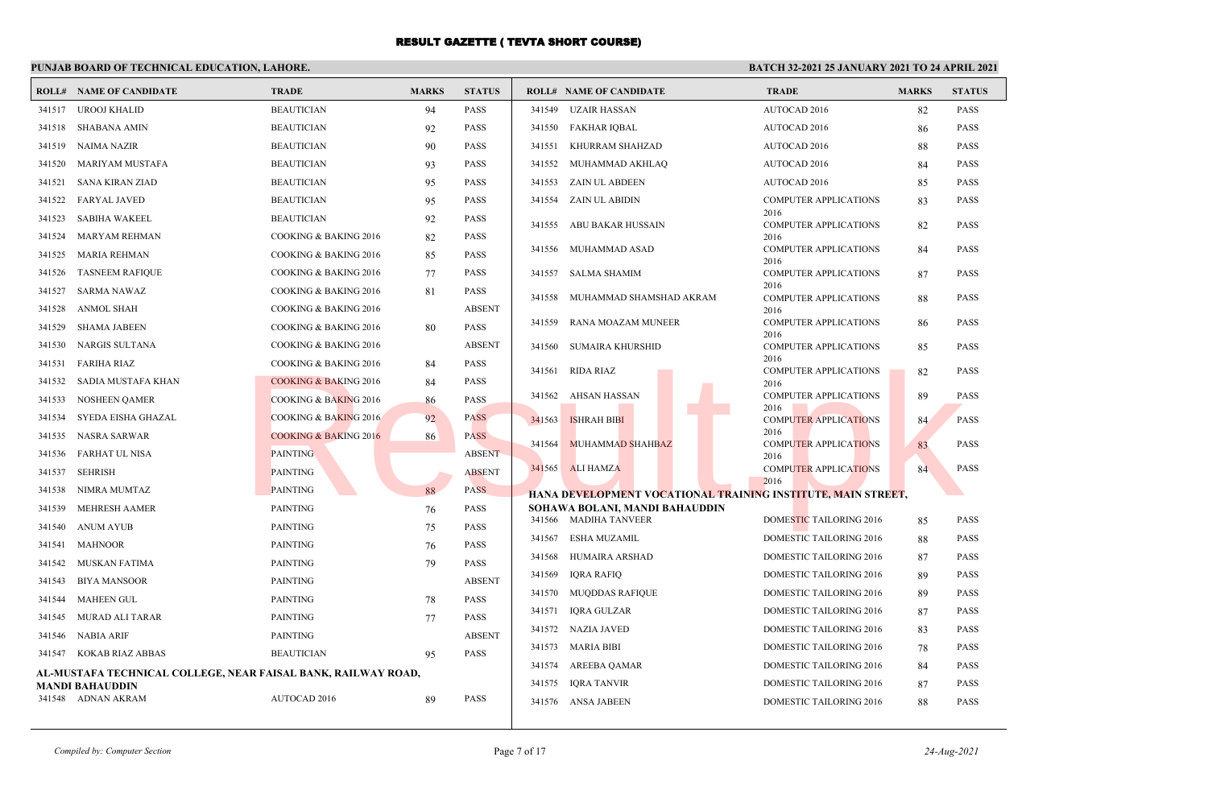# RESULT GAZETTE ( TEVTA SHORT COURSE)

**PUNJAB BOARD OF TECHNICAL EDUCATION, LAHORE.**

**BATCH 32-2021 25 JANUARY 2021 TO 24 APRIL 2021**

| ROLL# | NAME OF CANDIDATE | TRADE | MARKS | STATUS |
|---|---|---|---|---|
| 341517 | UROOJ KHALID | BEAUTICIAN | 94 | PASS |
| 341518 | SHABANA AMIN | BEAUTICIAN | 92 | PASS |
| 341519 | NAIMA NAZIR | BEAUTICIAN | 90 | PASS |
| 341520 | MARIYAM MUSTAFA | BEAUTICIAN | 93 | PASS |
| 341521 | SANA KIRAN ZIAD | BEAUTICIAN | 95 | PASS |
| 341522 | FARYAL JAVED | BEAUTICIAN | 95 | PASS |
| 341523 | SABIHA WAKEEL | BEAUTICIAN | 92 | PASS |
| 341524 | MARYAM REHMAN | COOKING & BAKING 2016 | 82 | PASS |
| 341525 | MARIA REHMAN | COOKING & BAKING 2016 | 85 | PASS |
| 341526 | TASNEEM RAFIQUE | COOKING & BAKING 2016 | 77 | PASS |
| 341527 | SARMA NAWAZ | COOKING & BAKING 2016 | 81 | PASS |
| 341528 | ANMOL SHAH | COOKING & BAKING 2016 | | ABSENT |
| 341529 | SHAMA JABEEN | COOKING & BAKING 2016 | 80 | PASS |
| 341530 | NARGIS SULTANA | COOKING & BAKING 2016 | | ABSENT |
| 341531 | FARIHA RIAZ | COOKING & BAKING 2016 | 84 | PASS |
| 341532 | SADIA MUSTAFA KHAN | COOKING & BAKING 2016 | 84 | PASS |
| 341533 | NOSHEEN QAMER | COOKING & BAKING 2016 | 86 | PASS |
| 341534 | SYEDA EISHA GHAZAL | COOKING & BAKING 2016 | 92 | PASS |
| 341535 | NASRA SARWAR | COOKING & BAKING 2016 | 86 | PASS |
| 341536 | FARHAT UL NISA | PAINTING | | ABSENT |
| 341537 | SEHRISH | PAINTING | | ABSENT |
| 341538 | NIMRA MUMTAZ | PAINTING | 88 | PASS |
| 341539 | MEHRESH AAMER | PAINTING | 76 | PASS |
| 341540 | ANUM AYUB | PAINTING | 75 | PASS |
| 341541 | MAHNOOR | PAINTING | 76 | PASS |
| 341542 | MUSKAN FATIMA | PAINTING | 79 | PASS |
| 341543 | BIYA MANSOOR | PAINTING | | ABSENT |
| 341544 | MAHEEN GUL | PAINTING | 78 | PASS |
| 341545 | MURAD ALI TARAR | PAINTING | 77 | PASS |
| 341546 | NABIA ARIF | PAINTING | | ABSENT |
| 341547 | KOKAB RIAZ ABBAS | BEAUTICIAN | 95 | PASS |

**AL-MUSTAFA TECHNICAL COLLEGE, NEAR FAISAL BANK, RAILWAY ROAD, MANDI BAHAUDDIN**

| ROLL# | NAME OF CANDIDATE | TRADE | MARKS | STATUS |
|---|---|---|---|---|
| 341548 | ADNAN AKRAM | AUTOCAD 2016 | 89 | PASS |
| 341549 | UZAIR HASSAN | AUTOCAD 2016 | 82 | PASS |
| 341550 | FAKHAR IQBAL | AUTOCAD 2016 | 86 | PASS |
| 341551 | KHURRAM SHAHZAD | AUTOCAD 2016 | 88 | PASS |
| 341552 | MUHAMMAD AKHLAQ | AUTOCAD 2016 | 84 | PASS |
| 341553 | ZAIN UL ABDEEN | AUTOCAD 2016 | 85 | PASS |
| 341554 | ZAIN UL ABIDIN | COMPUTER APPLICATIONS 2016 | 83 | PASS |
| 341555 | ABU BAKAR HUSSAIN | COMPUTER APPLICATIONS 2016 | 82 | PASS |
| 341556 | MUHAMMAD ASAD | COMPUTER APPLICATIONS 2016 | 84 | PASS |
| 341557 | SALMA SHAMIM | COMPUTER APPLICATIONS 2016 | 87 | PASS |
| 341558 | MUHAMMAD SHAMSHAD AKRAM | COMPUTER APPLICATIONS 2016 | 88 | PASS |
| 341559 | RANA MOAZAM MUNEER | COMPUTER APPLICATIONS 2016 | 86 | PASS |
| 341560 | SUMAIRA KHURSHID | COMPUTER APPLICATIONS 2016 | 85 | PASS |
| 341561 | RIDA RIAZ | COMPUTER APPLICATIONS 2016 | 82 | PASS |
| 341562 | AHSAN HASSAN | COMPUTER APPLICATIONS 2016 | 89 | PASS |
| 341563 | ISHRAH BIBI | COMPUTER APPLICATIONS 2016 | 84 | PASS |
| 341564 | MUHAMMAD SHAHBAZ | COMPUTER APPLICATIONS 2016 | 83 | PASS |
| 341565 | ALI HAMZA | COMPUTER APPLICATIONS 2016 | 84 | PASS |

**HANA DEVELOPMENT VOCATIONAL TRAINING INSTITUTE, MAIN STREET, SOHAWA BOLANI, MANDI BAHAUDDIN**

| ROLL# | NAME OF CANDIDATE | TRADE | MARKS | STATUS |
|---|---|---|---|---|
| 341566 | MADIHA TANVEER | DOMESTIC TAILORING 2016 | 85 | PASS |
| 341567 | ESHA MUZAMIL | DOMESTIC TAILORING 2016 | 88 | PASS |
| 341568 | HUMAIRA ARSHAD | DOMESTIC TAILORING 2016 | 87 | PASS |
| 341569 | IQRA RAFIQ | DOMESTIC TAILORING 2016 | 89 | PASS |
| 341570 | MUQDDAS RAFIQUE | DOMESTIC TAILORING 2016 | 89 | PASS |
| 341571 | IQRA GULZAR | DOMESTIC TAILORING 2016 | 87 | PASS |
| 341572 | NAZIA JAVED | DOMESTIC TAILORING 2016 | 83 | PASS |
| 341573 | MARIA BIBI | DOMESTIC TAILORING 2016 | 78 | PASS |
| 341574 | AREEBA QAMAR | DOMESTIC TAILORING 2016 | 84 | PASS |
| 341575 | IQRA TANVIR | DOMESTIC TAILORING 2016 | 87 | PASS |
| 341576 | ANSA JABEEN | DOMESTIC TAILORING 2016 | 88 | PASS |

*Compiled by: Computer Section*

*24-Aug-2021*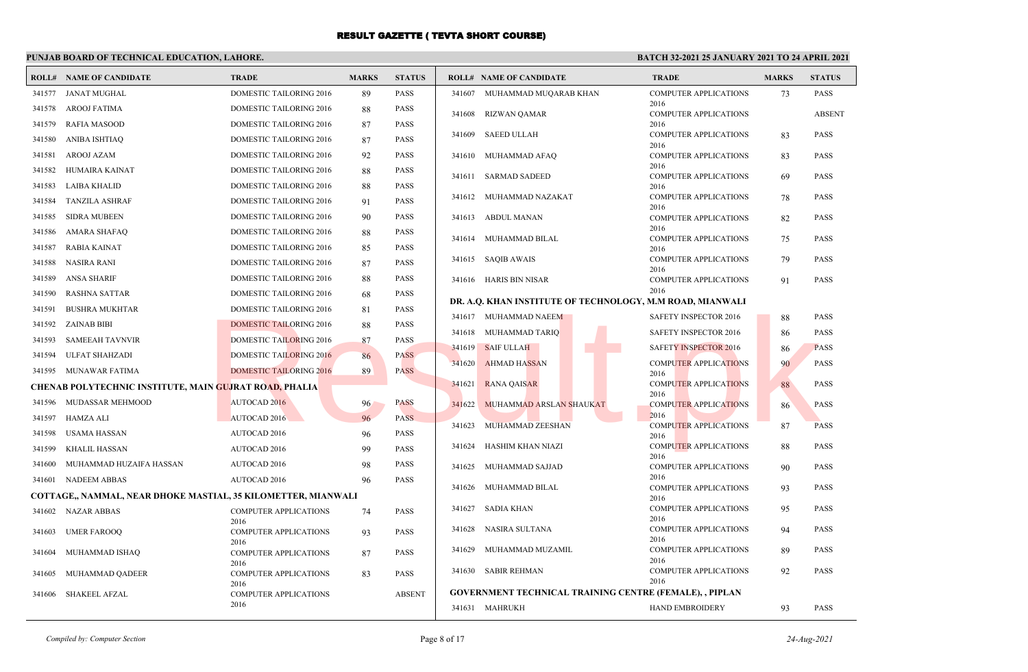# RESULT GAZETTE ( TEVTA SHORT COURSE)

**PUNJAB BOARD OF TECHNICAL EDUCATION, LAHORE.**

**BATCH 32-2021 25 JANUARY 2021 TO 24 APRIL 2021**

| ROLL# | NAME OF CANDIDATE | TRADE | MARKS | STATUS |
|---|---|---|---|---|
| 341577 | JANAT MUGHAL | DOMESTIC TAILORING 2016 | 89 | PASS |
| 341578 | AROOJ FATIMA | DOMESTIC TAILORING 2016 | 88 | PASS |
| 341579 | RAFIA MASOOD | DOMESTIC TAILORING 2016 | 87 | PASS |
| 341580 | ANIBA ISHTIAQ | DOMESTIC TAILORING 2016 | 87 | PASS |
| 341581 | AROOJ AZAM | DOMESTIC TAILORING 2016 | 92 | PASS |
| 341582 | HUMAIRA KAINAT | DOMESTIC TAILORING 2016 | 88 | PASS |
| 341583 | LAIBA KHALID | DOMESTIC TAILORING 2016 | 88 | PASS |
| 341584 | TANZILA ASHRAF | DOMESTIC TAILORING 2016 | 91 | PASS |
| 341585 | SIDRA MUBEEN | DOMESTIC TAILORING 2016 | 90 | PASS |
| 341586 | AMARA SHAFAQ | DOMESTIC TAILORING 2016 | 88 | PASS |
| 341587 | RABIA KAINAT | DOMESTIC TAILORING 2016 | 85 | PASS |
| 341588 | NASIRA RANI | DOMESTIC TAILORING 2016 | 87 | PASS |
| 341589 | ANSA SHARIF | DOMESTIC TAILORING 2016 | 88 | PASS |
| 341590 | RASHNA SATTAR | DOMESTIC TAILORING 2016 | 68 | PASS |
| 341591 | BUSHRA MUKHTAR | DOMESTIC TAILORING 2016 | 81 | PASS |
| 341592 | ZAINAB BIBI | DOMESTIC TAILORING 2016 | 88 | PASS |
| 341593 | SAMEEAH TAVNVIR | DOMESTIC TAILORING 2016 | 87 | PASS |
| 341594 | ULFAT SHAHZADI | DOMESTIC TAILORING 2016 | 86 | PASS |
| 341595 | MUNAWAR FATIMA | DOMESTIC TAILORING 2016 | 89 | PASS |

**CHENAB POLYTECHNIC INSTITUTE, MAIN GUJRAT ROAD, PHALIA**

| ROLL# | NAME OF CANDIDATE | TRADE | MARKS | STATUS |
|---|---|---|---|---|
| 341596 | MUDASSAR MEHMOOD | AUTOCAD 2016 | 96 | PASS |
| 341597 | HAMZA ALI | AUTOCAD 2016 | 96 | PASS |
| 341598 | USAMA HASSAN | AUTOCAD 2016 | 96 | PASS |
| 341599 | KHALIL HASSAN | AUTOCAD 2016 | 99 | PASS |
| 341600 | MUHAMMAD HUZAIFA HASSAN | AUTOCAD 2016 | 98 | PASS |
| 341601 | NADEEM ABBAS | AUTOCAD 2016 | 96 | PASS |

**COTTAGE,, NAMMAL, NEAR DHOKE MASTIAL, 35 KILOMETTER, MIANWALI**

| ROLL# | NAME OF CANDIDATE | TRADE | MARKS | STATUS |
|---|---|---|---|---|
| 341602 | NAZAR ABBAS | COMPUTER APPLICATIONS 2016 | 74 | PASS |
| 341603 | UMER FAROOQ | COMPUTER APPLICATIONS 2016 | 93 | PASS |
| 341604 | MUHAMMAD ISHAQ | COMPUTER APPLICATIONS 2016 | 87 | PASS |
| 341605 | MUHAMMAD QADEER | COMPUTER APPLICATIONS 2016 | 83 | PASS |
| 341606 | SHAKEEL AFZAL | COMPUTER APPLICATIONS 2016 | | ABSENT |
| 341607 | MUHAMMAD MUQARAB KHAN | COMPUTER APPLICATIONS 2016 | 73 | PASS |
| 341608 | RIZWAN QAMAR | COMPUTER APPLICATIONS 2016 | | ABSENT |
| 341609 | SAEED ULLAH | COMPUTER APPLICATIONS 2016 | 83 | PASS |
| 341610 | MUHAMMAD AFAQ | COMPUTER APPLICATIONS 2016 | 83 | PASS |
| 341611 | SARMAD SADEED | COMPUTER APPLICATIONS 2016 | 69 | PASS |
| 341612 | MUHAMMAD NAZAKAT | COMPUTER APPLICATIONS 2016 | 78 | PASS |
| 341613 | ABDUL MANAN | COMPUTER APPLICATIONS 2016 | 82 | PASS |
| 341614 | MUHAMMAD BILAL | COMPUTER APPLICATIONS 2016 | 75 | PASS |
| 341615 | SAQIB AWAIS | COMPUTER APPLICATIONS 2016 | 79 | PASS |
| 341616 | HARIS BIN NISAR | COMPUTER APPLICATIONS 2016 | 91 | PASS |

**DR. A.Q. KHAN INSTITUTE OF TECHNOLOGY, M.M ROAD, MIANWALI**

| ROLL# | NAME OF CANDIDATE | TRADE | MARKS | STATUS |
|---|---|---|---|---|
| 341617 | MUHAMMAD NAEEM | SAFETY INSPECTOR 2016 | 88 | PASS |
| 341618 | MUHAMMAD TARIQ | SAFETY INSPECTOR 2016 | 86 | PASS |
| 341619 | SAIF ULLAH | SAFETY INSPECTOR 2016 | 86 | PASS |
| 341620 | AHMAD HASSAN | COMPUTER APPLICATIONS 2016 | 90 | PASS |
| 341621 | RANA QAISAR | COMPUTER APPLICATIONS 2016 | 88 | PASS |
| 341622 | MUHAMMAD ARSLAN SHAUKAT | COMPUTER APPLICATIONS 2016 | 86 | PASS |
| 341623 | MUHAMMAD ZEESHAN | COMPUTER APPLICATIONS 2016 | 87 | PASS |
| 341624 | HASHIM KHAN NIAZI | COMPUTER APPLICATIONS 2016 | 88 | PASS |
| 341625 | MUHAMMAD SAJJAD | COMPUTER APPLICATIONS 2016 | 90 | PASS |
| 341626 | MUHAMMAD BILAL | COMPUTER APPLICATIONS 2016 | 93 | PASS |
| 341627 | SADIA KHAN | COMPUTER APPLICATIONS 2016 | 95 | PASS |
| 341628 | NASIRA SULTANA | COMPUTER APPLICATIONS 2016 | 94 | PASS |
| 341629 | MUHAMMAD MUZAMIL | COMPUTER APPLICATIONS 2016 | 89 | PASS |
| 341630 | SABIR REHMAN | COMPUTER APPLICATIONS 2016 | 92 | PASS |

**GOVERNMENT TECHNICAL TRAINING CENTRE (FEMALE), , PIPLAN**

| ROLL# | NAME OF CANDIDATE | TRADE | MARKS | STATUS |
|---|---|---|---|---|
| 341631 | MAHRUKH | HAND EMBROIDERY | 93 | PASS |

*Compiled by: Computer Section* *24-Aug-2021*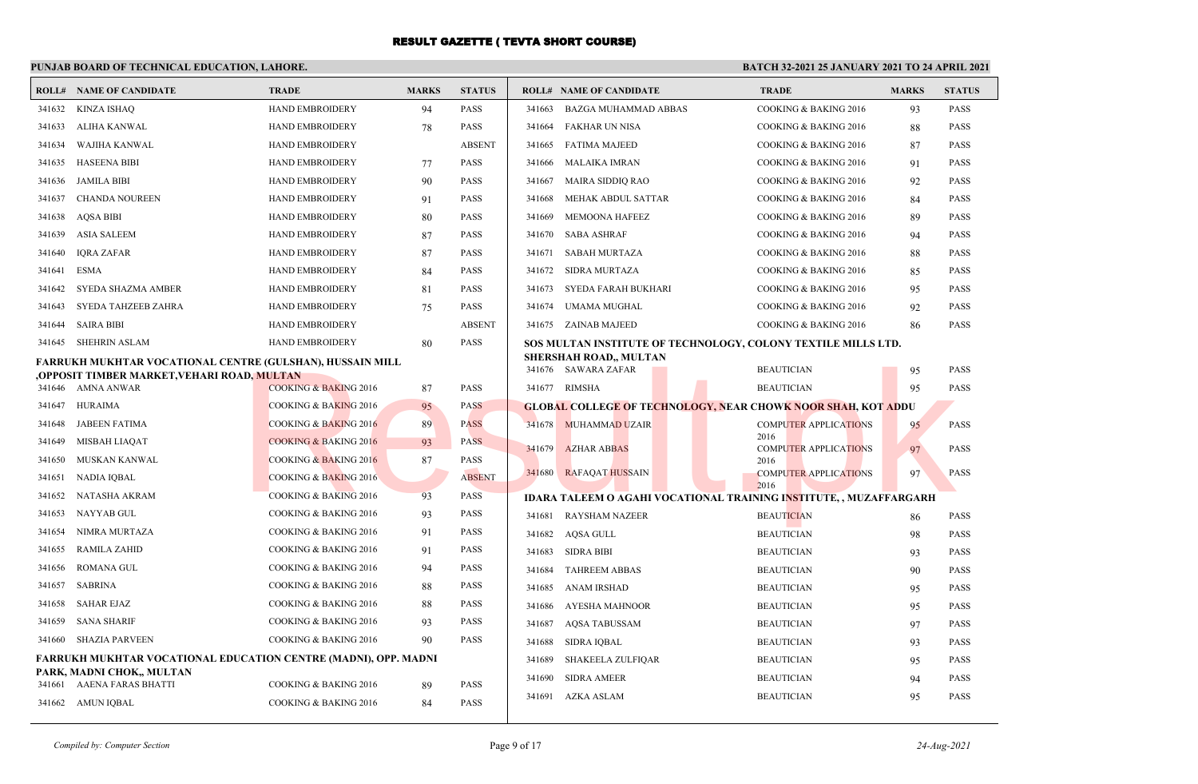# RESULT GAZETTE ( TEVTA SHORT COURSE)

**PUNJAB BOARD OF TECHNICAL EDUCATION, LAHORE.**

**BATCH 32-2021 25 JANUARY 2021 TO 24 APRIL 2021**

| ROLL# | NAME OF CANDIDATE | TRADE | MARKS | STATUS |
|---|---|---|---|---|
| 341632 | KINZA ISHAQ | HAND EMBROIDERY | 94 | PASS |
| 341633 | ALIHA KANWAL | HAND EMBROIDERY | 78 | PASS |
| 341634 | WAJIHA KANWAL | HAND EMBROIDERY | | ABSENT |
| 341635 | HASEENA BIBI | HAND EMBROIDERY | 77 | PASS |
| 341636 | JAMILA BIBI | HAND EMBROIDERY | 90 | PASS |
| 341637 | CHANDA NOUREEN | HAND EMBROIDERY | 91 | PASS |
| 341638 | AQSA BIBI | HAND EMBROIDERY | 80 | PASS |
| 341639 | ASIA SALEEM | HAND EMBROIDERY | 87 | PASS |
| 341640 | IQRA ZAFAR | HAND EMBROIDERY | 87 | PASS |
| 341641 | ESMA | HAND EMBROIDERY | 84 | PASS |
| 341642 | SYEDA SHAZMA AMBER | HAND EMBROIDERY | 81 | PASS |
| 341643 | SYEDA TAHZEEB ZAHRA | HAND EMBROIDERY | 75 | PASS |
| 341644 | SAIRA BIBI | HAND EMBROIDERY | | ABSENT |
| 341645 | SHEHRIN ASLAM | HAND EMBROIDERY | 80 | PASS |

**FARRUKH MUKHTAR VOCATIONAL CENTRE (GULSHAN), HUSSAIN MILL ,OPPOSIT TIMBER MARKET,VEHARI ROAD, MULTAN**

| ROLL# | NAME OF CANDIDATE | TRADE | MARKS | STATUS |
|---|---|---|---|---|
| 341646 | AMNA ANWAR | COOKING & BAKING 2016 | 87 | PASS |
| 341647 | HURAIMA | COOKING & BAKING 2016 | 95 | PASS |
| 341648 | JABEEN FATIMA | COOKING & BAKING 2016 | 89 | PASS |
| 341649 | MISBAH LIAQAT | COOKING & BAKING 2016 | 93 | PASS |
| 341650 | MUSKAN KANWAL | COOKING & BAKING 2016 | 87 | PASS |
| 341651 | NADIA IQBAL | COOKING & BAKING 2016 | | ABSENT |
| 341652 | NATASHA AKRAM | COOKING & BAKING 2016 | 93 | PASS |
| 341653 | NAYYAB GUL | COOKING & BAKING 2016 | 93 | PASS |
| 341654 | NIMRA MURTAZA | COOKING & BAKING 2016 | 91 | PASS |
| 341655 | RAMILA ZAHID | COOKING & BAKING 2016 | 91 | PASS |
| 341656 | ROMANA GUL | COOKING & BAKING 2016 | 94 | PASS |
| 341657 | SABRINA | COOKING & BAKING 2016 | 88 | PASS |
| 341658 | SAHAR EJAZ | COOKING & BAKING 2016 | 88 | PASS |
| 341659 | SANA SHARIF | COOKING & BAKING 2016 | 93 | PASS |
| 341660 | SHAZIA PARVEEN | COOKING & BAKING 2016 | 90 | PASS |

**FARRUKH MUKHTAR VOCATIONAL EDUCATION CENTRE (MADNI), OPP. MADNI PARK, MADNI CHOK,, MULTAN**

| ROLL# | NAME OF CANDIDATE | TRADE | MARKS | STATUS |
|---|---|---|---|---|
| 341661 | AAENA FARAS BHATTI | COOKING & BAKING 2016 | 89 | PASS |
| 341662 | AMUN IQBAL | COOKING & BAKING 2016 | 84 | PASS |
| 341663 | BAZGA MUHAMMAD ABBAS | COOKING & BAKING 2016 | 93 | PASS |
| 341664 | FAKHAR UN NISA | COOKING & BAKING 2016 | 88 | PASS |
| 341665 | FATIMA MAJEED | COOKING & BAKING 2016 | 87 | PASS |
| 341666 | MALAIKA IMRAN | COOKING & BAKING 2016 | 91 | PASS |
| 341667 | MAIRA SIDDIQ RAO | COOKING & BAKING 2016 | 92 | PASS |
| 341668 | MEHAK ABDUL SATTAR | COOKING & BAKING 2016 | 84 | PASS |
| 341669 | MEMOONA HAFEEZ | COOKING & BAKING 2016 | 89 | PASS |
| 341670 | SABA ASHRAF | COOKING & BAKING 2016 | 94 | PASS |
| 341671 | SABAH MURTAZA | COOKING & BAKING 2016 | 88 | PASS |
| 341672 | SIDRA MURTAZA | COOKING & BAKING 2016 | 85 | PASS |
| 341673 | SYEDA FARAH BUKHARI | COOKING & BAKING 2016 | 95 | PASS |
| 341674 | UMAMA MUGHAL | COOKING & BAKING 2016 | 92 | PASS |
| 341675 | ZAINAB MAJEED | COOKING & BAKING 2016 | 86 | PASS |

**SOS MULTAN INSTITUTE OF TECHNOLOGY, COLONY TEXTILE MILLS LTD. SHERSHAH ROAD,, MULTAN**

| ROLL# | NAME OF CANDIDATE | TRADE | MARKS | STATUS |
|---|---|---|---|---|
| 341676 | SAWARA ZAFAR | BEAUTICIAN | 95 | PASS |
| 341677 | RIMSHA | BEAUTICIAN | 95 | PASS |

**GLOBAL COLLEGE OF TECHNOLOGY, NEAR CHOWK NOOR SHAH, KOT ADDU**

| ROLL# | NAME OF CANDIDATE | TRADE | MARKS | STATUS |
|---|---|---|---|---|
| 341678 | MUHAMMAD UZAIR | COMPUTER APPLICATIONS 2016 | 95 | PASS |
| 341679 | AZHAR ABBAS | COMPUTER APPLICATIONS 2016 | 97 | PASS |
| 341680 | RAFAQAT HUSSAIN | COMPUTER APPLICATIONS 2016 | 97 | PASS |

**IDARA TALEEM O AGAHI VOCATIONAL TRAINING INSTITUTE, , MUZAFFARGARH**

| ROLL# | NAME OF CANDIDATE | TRADE | MARKS | STATUS |
|---|---|---|---|---|
| 341681 | RAYSHAM NAZEER | BEAUTICIAN | 86 | PASS |
| 341682 | AQSA GULL | BEAUTICIAN | 98 | PASS |
| 341683 | SIDRA BIBI | BEAUTICIAN | 93 | PASS |
| 341684 | TAHREEM ABBAS | BEAUTICIAN | 90 | PASS |
| 341685 | ANAM IRSHAD | BEAUTICIAN | 95 | PASS |
| 341686 | AYESHA MAHNOOR | BEAUTICIAN | 95 | PASS |
| 341687 | AQSA TABUSSAM | BEAUTICIAN | 97 | PASS |
| 341688 | SIDRA IQBAL | BEAUTICIAN | 93 | PASS |
| 341689 | SHAKEELA ZULFIQAR | BEAUTICIAN | 95 | PASS |
| 341690 | SIDRA AMEER | BEAUTICIAN | 94 | PASS |
| 341691 | AZKA ASLAM | BEAUTICIAN | 95 | PASS |

*Compiled by: Computer Section* 24-Aug-2021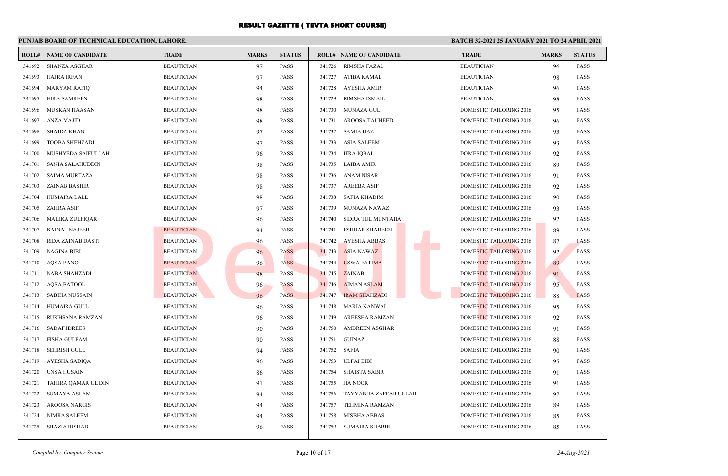# RESULT GAZETTE ( TEVTA SHORT COURSE)

## PUNJAB BOARD OF TECHNICAL EDUCATION, LAHORE.

### BATCH 32-2021 25 JANUARY 2021 TO 24 APRIL 2021

| ROLL# | NAME OF CANDIDATE | TRADE | MARKS | STATUS |
|---|---|---|---|---|
| 341692 | SHANZA ASGHAR | BEAUTICIAN | 97 | PASS |
| 341693 | HAJRA IRFAN | BEAUTICIAN | 97 | PASS |
| 341694 | MARYAM RAFIQ | BEAUTICIAN | 94 | PASS |
| 341695 | HIRA SAMREEN | BEAUTICIAN | 98 | PASS |
| 341696 | MUSKAN HAASAN | BEAUTICIAN | 98 | PASS |
| 341697 | ANZA MAJID | BEAUTICIAN | 98 | PASS |
| 341698 | SHAIDA KHAN | BEAUTICIAN | 97 | PASS |
| 341699 | TOOBA SHEHZADI | BEAUTICIAN | 97 | PASS |
| 341700 | MUSHYEDA SAIFULLAH | BEAUTICIAN | 96 | PASS |
| 341701 | SANIA SALAHUDDIN | BEAUTICIAN | 98 | PASS |
| 341702 | SAIMA MURTAZA | BEAUTICIAN | 98 | PASS |
| 341703 | ZAINAB BASHIR | BEAUTICIAN | 98 | PASS |
| 341704 | HUMAIRA LALL | BEAUTICIAN | 98 | PASS |
| 341705 | ZAHRA ASIF | BEAUTICIAN | 97 | PASS |
| 341706 | MALIKA ZULFIQAR | BEAUTICIAN | 96 | PASS |
| 341707 | KAINAT NAJEEB | BEAUTICIAN | 94 | PASS |
| 341708 | RIDA ZAINAB DASTI | BEAUTICIAN | 96 | PASS |
| 341709 | NAGINA BIBI | BEAUTICIAN | 96 | PASS |
| 341710 | AQSA BANO | BEAUTICIAN | 96 | PASS |
| 341711 | NABA SHAHZADI | BEAUTICIAN | 98 | PASS |
| 341712 | AQSA BATOOL | BEAUTICIAN | 96 | PASS |
| 341713 | SABIHA NUSSAIN | BEAUTICIAN | 96 | PASS |
| 341714 | HUMAIRA GULL | BEAUTICIAN | 96 | PASS |
| 341715 | RUKHSANA RAMZAN | BEAUTICIAN | 96 | PASS |
| 341716 | SADAF IDREES | BEAUTICIAN | 90 | PASS |
| 341717 | EISHA GULFAM | BEAUTICIAN | 90 | PASS |
| 341718 | SEHRISH GULL | BEAUTICIAN | 94 | PASS |
| 341719 | AYESHA SADIQA | BEAUTICIAN | 96 | PASS |
| 341720 | UNSA HUSAIN | BEAUTICIAN | 86 | PASS |
| 341721 | TAHIRA QAMAR UL DIN | BEAUTICIAN | 91 | PASS |
| 341722 | SUMAYA ASLAM | BEAUTICIAN | 94 | PASS |
| 341723 | AROOSA NARGIS | BEAUTICIAN | 94 | PASS |
| 341724 | NIMRA SALEEM | BEAUTICIAN | 94 | PASS |
| 341725 | SHAZIA IRSHAD | BEAUTICIAN | 96 | PASS |
| 341726 | RIMSHA FAZAL | BEAUTICIAN | 96 | PASS |
| 341727 | ATIBA KAMAL | BEAUTICIAN | 98 | PASS |
| 341728 | AYESHA AMIR | BEAUTICIAN | 96 | PASS |
| 341729 | RIMSHA ISMAIL | BEAUTICIAN | 98 | PASS |
| 341730 | MUNAZA GUL | DOMESTIC TAILORING 2016 | 95 | PASS |
| 341731 | AROOSA TAUHEED | DOMESTIC TAILORING 2016 | 96 | PASS |
| 341732 | SAMIA IJAZ | DOMESTIC TAILORING 2016 | 93 | PASS |
| 341733 | ASIA SALEEM | DOMESTIC TAILORING 2016 | 93 | PASS |
| 341734 | IFRA IQBAL | DOMESTIC TAILORING 2016 | 92 | PASS |
| 341735 | LAIBA AMIR | DOMESTIC TAILORING 2016 | 89 | PASS |
| 341736 | ANAM NISAR | DOMESTIC TAILORING 2016 | 91 | PASS |
| 341737 | AREEBA ASIF | DOMESTIC TAILORING 2016 | 92 | PASS |
| 341738 | SAFIA KHADIM | DOMESTIC TAILORING 2016 | 90 | PASS |
| 341739 | MUNAZA NAWAZ | DOMESTIC TAILORING 2016 | 93 | PASS |
| 341740 | SIDRA TUL MUNTAHA | DOMESTIC TAILORING 2016 | 92 | PASS |
| 341741 | ESHRAR SHAHEEN | DOMESTIC TAILORING 2016 | 89 | PASS |
| 341742 | AYESHA ABBAS | DOMESTIC TAILORING 2016 | 87 | PASS |
| 341743 | ASIA NAWAZ | DOMESTIC TAILORING 2016 | 92 | PASS |
| 341744 | USWA FATIMA | DOMESTIC TAILORING 2016 | 89 | PASS |
| 341745 | ZAINAB | DOMESTIC TAILORING 2016 | 91 | PASS |
| 341746 | AIMAN ASLAM | DOMESTIC TAILORING 2016 | 95 | PASS |
| 341747 | IRAM SHAHZADI | DOMESTIC TAILORING 2016 | 88 | PASS |
| 341748 | MARIA KANWAL | DOMESTIC TAILORING 2016 | 95 | PASS |
| 341749 | AREESHA RAMZAN | DOMESTIC TAILORING 2016 | 92 | PASS |
| 341750 | AMBREEN ASGHAR | DOMESTIC TAILORING 2016 | 91 | PASS |
| 341751 | GUINAZ | DOMESTIC TAILORING 2016 | 88 | PASS |
| 341752 | SAFIA | DOMESTIC TAILORING 2016 | 90 | PASS |
| 341753 | ULFAI BIBI | DOMESTIC TAILORING 2016 | 95 | PASS |
| 341754 | SHAISTA SABIR | DOMESTIC TAILORING 2016 | 91 | PASS |
| 341755 | JIA NOOR | DOMESTIC TAILORING 2016 | 91 | PASS |
| 341756 | TAYYABHA ZAFFAR ULLAH | DOMESTIC TAILORING 2016 | 97 | PASS |
| 341757 | TEHMINA RAMZAN | DOMESTIC TAILORING 2016 | 89 | PASS |
| 341758 | MISBHA ABBAS | DOMESTIC TAILORING 2016 | 85 | PASS |
| 341759 | SUMAIRA SHABIR | DOMESTIC TAILORING 2016 | 85 | PASS |

*Compiled by: Computer Section*

*24-Aug-2021*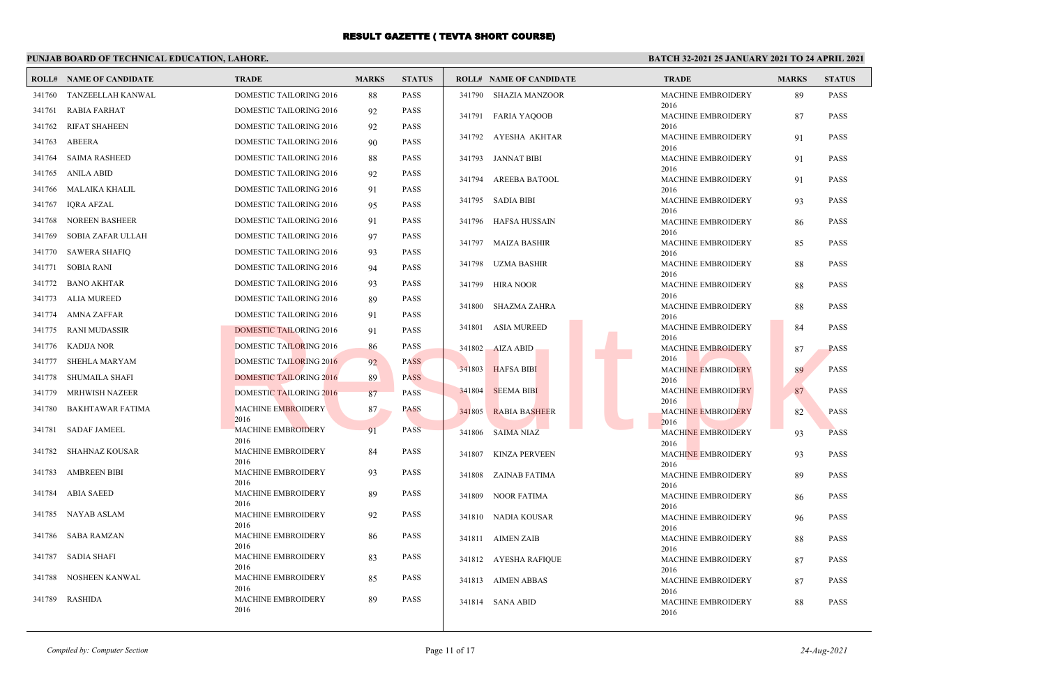# RESULT GAZETTE ( TEVTA SHORT COURSE)

## PUNJAB BOARD OF TECHNICAL EDUCATION, LAHORE.

### BATCH 32-2021 25 JANUARY 2021 TO 24 APRIL 2021

| ROLL# | NAME OF CANDIDATE | TRADE | MARKS | STATUS |
|---|---|---|---|---|
| 341760 | TANZEELLAH KANWAL | DOMESTIC TAILORING 2016 | 88 | PASS |
| 341761 | RABIA FARHAT | DOMESTIC TAILORING 2016 | 92 | PASS |
| 341762 | RIFAT SHAHEEN | DOMESTIC TAILORING 2016 | 92 | PASS |
| 341763 | ABEERA | DOMESTIC TAILORING 2016 | 90 | PASS |
| 341764 | SAIMA RASHEED | DOMESTIC TAILORING 2016 | 88 | PASS |
| 341765 | ANILA ABID | DOMESTIC TAILORING 2016 | 92 | PASS |
| 341766 | MALAIKA KHALIL | DOMESTIC TAILORING 2016 | 91 | PASS |
| 341767 | IQRA AFZAL | DOMESTIC TAILORING 2016 | 95 | PASS |
| 341768 | NOREEN BASHEER | DOMESTIC TAILORING 2016 | 91 | PASS |
| 341769 | SOBIA ZAFAR ULLAH | DOMESTIC TAILORING 2016 | 97 | PASS |
| 341770 | SAWERA SHAFIQ | DOMESTIC TAILORING 2016 | 93 | PASS |
| 341771 | SOBIA RANI | DOMESTIC TAILORING 2016 | 94 | PASS |
| 341772 | BANO AKHTAR | DOMESTIC TAILORING 2016 | 93 | PASS |
| 341773 | ALIA MUREED | DOMESTIC TAILORING 2016 | 89 | PASS |
| 341774 | AMNA ZAFFAR | DOMESTIC TAILORING 2016 | 91 | PASS |
| 341775 | RANI MUDASSIR | DOMESTIC TAILORING 2016 | 91 | PASS |
| 341776 | KADIJA NOR | DOMESTIC TAILORING 2016 | 86 | PASS |
| 341777 | SHEHLA MARYAM | DOMESTIC TAILORING 2016 | 92 | PASS |
| 341778 | SHUMAILA SHAFI | DOMESTIC TAILORING 2016 | 89 | PASS |
| 341779 | MRHWISH NAZEER | DOMESTIC TAILORING 2016 | 87 | PASS |
| 341780 | BAKHTAWAR FATIMA | MACHINE EMBROIDERY 2016 | 87 | PASS |
| 341781 | SADAF JAMEEL | MACHINE EMBROIDERY 2016 | 91 | PASS |
| 341782 | SHAHNAZ KOUSAR | MACHINE EMBROIDERY 2016 | 84 | PASS |
| 341783 | AMBREEN BIBI | MACHINE EMBROIDERY 2016 | 93 | PASS |
| 341784 | ABIA SAEED | MACHINE EMBROIDERY 2016 | 89 | PASS |
| 341785 | NAYAB ASLAM | MACHINE EMBROIDERY 2016 | 92 | PASS |
| 341786 | SABA RAMZAN | MACHINE EMBROIDERY 2016 | 86 | PASS |
| 341787 | SADIA SHAFI | MACHINE EMBROIDERY 2016 | 83 | PASS |
| 341788 | NOSHEEN KANWAL | MACHINE EMBROIDERY 2016 | 85 | PASS |
| 341789 | RASHIDA | MACHINE EMBROIDERY 2016 | 89 | PASS |
| 341790 | SHAZIA MANZOOR | MACHINE EMBROIDERY 2016 | 89 | PASS |
| 341791 | FARIA YAQOOB | MACHINE EMBROIDERY 2016 | 87 | PASS |
| 341792 | AYESHA AKHTAR | MACHINE EMBROIDERY 2016 | 91 | PASS |
| 341793 | JANNAT BIBI | MACHINE EMBROIDERY 2016 | 91 | PASS |
| 341794 | AREEBA BATOOL | MACHINE EMBROIDERY 2016 | 91 | PASS |
| 341795 | SADIA BIBI | MACHINE EMBROIDERY 2016 | 93 | PASS |
| 341796 | HAFSA HUSSAIN | MACHINE EMBROIDERY 2016 | 86 | PASS |
| 341797 | MAIZA BASHIR | MACHINE EMBROIDERY 2016 | 85 | PASS |
| 341798 | UZMA BASHIR | MACHINE EMBROIDERY 2016 | 88 | PASS |
| 341799 | HIRA NOOR | MACHINE EMBROIDERY 2016 | 88 | PASS |
| 341800 | SHAZMA ZAHRA | MACHINE EMBROIDERY 2016 | 88 | PASS |
| 341801 | ASIA MUREED | MACHINE EMBROIDERY 2016 | 84 | PASS |
| 341802 | AIZA ABID | MACHINE EMBROIDERY 2016 | 87 | PASS |
| 341803 | HAFSA BIBI | MACHINE EMBROIDERY 2016 | 89 | PASS |
| 341804 | SEEMA BIBI | MACHINE EMBROIDERY 2016 | 87 | PASS |
| 341805 | RABIA BASHEER | MACHINE EMBROIDERY 2016 | 82 | PASS |
| 341806 | SAIMA NIAZ | MACHINE EMBROIDERY 2016 | 93 | PASS |
| 341807 | KINZA PERVEEN | MACHINE EMBROIDERY 2016 | 93 | PASS |
| 341808 | ZAINAB FATIMA | MACHINE EMBROIDERY 2016 | 89 | PASS |
| 341809 | NOOR FATIMA | MACHINE EMBROIDERY 2016 | 86 | PASS |
| 341810 | NADIA KOUSAR | MACHINE EMBROIDERY 2016 | 96 | PASS |
| 341811 | AIMEN ZAIB | MACHINE EMBROIDERY 2016 | 88 | PASS |
| 341812 | AYESHA RAFIQUE | MACHINE EMBROIDERY 2016 | 87 | PASS |
| 341813 | AIMEN ABBAS | MACHINE EMBROIDERY 2016 | 87 | PASS |
| 341814 | SANA ABID | MACHINE EMBROIDERY 2016 | 88 | PASS |

*Compiled by: Computer Section*

*24-Aug-2021*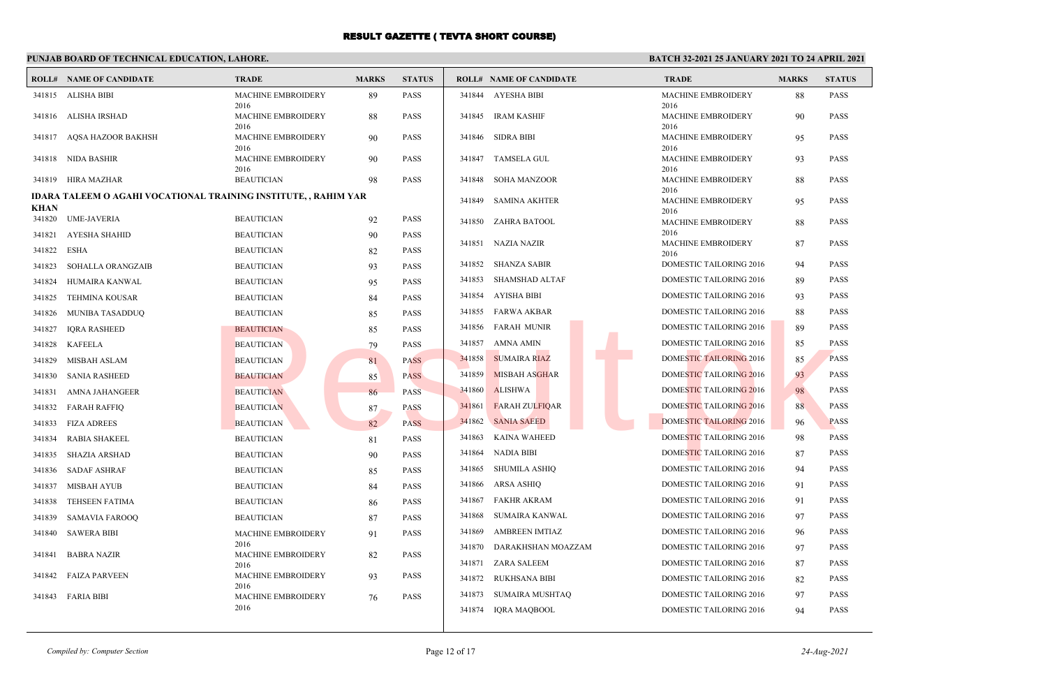# RESULT GAZETTE ( TEVTA SHORT COURSE)

**PUNJAB BOARD OF TECHNICAL EDUCATION, LAHORE.**

**BATCH 32-2021 25 JANUARY 2021 TO 24 APRIL 2021**

| ROLL# | NAME OF CANDIDATE | TRADE | MARKS | STATUS |
|---|---|---|---|---|
| 341815 | ALISHA BIBI | MACHINE EMBROIDERY 2016 | 89 | PASS |
| 341816 | ALISHA IRSHAD | MACHINE EMBROIDERY 2016 | 88 | PASS |
| 341817 | AQSA HAZOOR BAKHSH | MACHINE EMBROIDERY 2016 | 90 | PASS |
| 341818 | NIDA BASHIR | MACHINE EMBROIDERY 2016 | 90 | PASS |
| 341819 | HIRA MAZHAR | BEAUTICIAN | 98 | PASS |

**IDARA TALEEM O AGAHI VOCATIONAL TRAINING INSTITUTE, , RAHIM YAR KHAN**

| ROLL# | NAME OF CANDIDATE | TRADE | MARKS | STATUS |
|---|---|---|---|---|
| 341820 | UME-JAVERIA | BEAUTICIAN | 92 | PASS |
| 341821 | AYESHA SHAHID | BEAUTICIAN | 90 | PASS |
| 341822 | ESHA | BEAUTICIAN | 82 | PASS |
| 341823 | SOHALLA ORANGZAIB | BEAUTICIAN | 93 | PASS |
| 341824 | HUMAIRA KANWAL | BEAUTICIAN | 95 | PASS |
| 341825 | TEHMINA KOUSAR | BEAUTICIAN | 84 | PASS |
| 341826 | MUNIBA TASADDUQ | BEAUTICIAN | 85 | PASS |
| 341827 | IQRA RASHEED | BEAUTICIAN | 85 | PASS |
| 341828 | KAFEELA | BEAUTICIAN | 79 | PASS |
| 341829 | MISBAH ASLAM | BEAUTICIAN | 81 | PASS |
| 341830 | SANIA RASHEED | BEAUTICIAN | 85 | PASS |
| 341831 | AMNA JAHANGEER | BEAUTICIAN | 86 | PASS |
| 341832 | FARAH RAFFIQ | BEAUTICIAN | 87 | PASS |
| 341833 | FIZA ADREES | BEAUTICIAN | 82 | PASS |
| 341834 | RABIA SHAKEEL | BEAUTICIAN | 81 | PASS |
| 341835 | SHAZIA ARSHAD | BEAUTICIAN | 90 | PASS |
| 341836 | SADAF ASHRAF | BEAUTICIAN | 85 | PASS |
| 341837 | MISBAH AYUB | BEAUTICIAN | 84 | PASS |
| 341838 | TEHSEEN FATIMA | BEAUTICIAN | 86 | PASS |
| 341839 | SAMAVIA FAROOQ | BEAUTICIAN | 87 | PASS |
| 341840 | SAWERA BIBI | MACHINE EMBROIDERY 2016 | 91 | PASS |
| 341841 | BABRA NAZIR | MACHINE EMBROIDERY 2016 | 82 | PASS |
| 341842 | FAIZA PARVEEN | MACHINE EMBROIDERY 2016 | 93 | PASS |
| 341843 | FARIA BIBI | MACHINE EMBROIDERY 2016 | 76 | PASS |
| 341844 | AYESHA BIBI | MACHINE EMBROIDERY 2016 | 88 | PASS |
| 341845 | IRAM KASHIF | MACHINE EMBROIDERY 2016 | 90 | PASS |
| 341846 | SIDRA BIBI | MACHINE EMBROIDERY 2016 | 95 | PASS |
| 341847 | TAMSELA GUL | MACHINE EMBROIDERY 2016 | 93 | PASS |
| 341848 | SOHA MANZOOR | MACHINE EMBROIDERY 2016 | 88 | PASS |
| 341849 | SAMINA AKHTER | MACHINE EMBROIDERY 2016 | 95 | PASS |
| 341850 | ZAHRA BATOOL | MACHINE EMBROIDERY 2016 | 88 | PASS |
| 341851 | NAZIA NAZIR | MACHINE EMBROIDERY 2016 | 87 | PASS |
| 341852 | SHANZA SABIR | DOMESTIC TAILORING 2016 | 94 | PASS |
| 341853 | SHAMSHAD ALTAF | DOMESTIC TAILORING 2016 | 89 | PASS |
| 341854 | AYISHA BIBI | DOMESTIC TAILORING 2016 | 93 | PASS |
| 341855 | FARWA AKBAR | DOMESTIC TAILORING 2016 | 88 | PASS |
| 341856 | FARAH MUNIR | DOMESTIC TAILORING 2016 | 89 | PASS |
| 341857 | AMNA AMIN | DOMESTIC TAILORING 2016 | 85 | PASS |
| 341858 | SUMAIRA RIAZ | DOMESTIC TAILORING 2016 | 85 | PASS |
| 341859 | MISBAH ASGHAR | DOMESTIC TAILORING 2016 | 93 | PASS |
| 341860 | ALISHWA | DOMESTIC TAILORING 2016 | 98 | PASS |
| 341861 | FARAH ZULFIQAR | DOMESTIC TAILORING 2016 | 88 | PASS |
| 341862 | SANIA SAEED | DOMESTIC TAILORING 2016 | 96 | PASS |
| 341863 | KAINA WAHEED | DOMESTIC TAILORING 2016 | 98 | PASS |
| 341864 | NADIA BIBI | DOMESTIC TAILORING 2016 | 87 | PASS |
| 341865 | SHUMILA ASHIQ | DOMESTIC TAILORING 2016 | 94 | PASS |
| 341866 | ARSA ASHIQ | DOMESTIC TAILORING 2016 | 91 | PASS |
| 341867 | FAKHR AKRAM | DOMESTIC TAILORING 2016 | 91 | PASS |
| 341868 | SUMAIRA KANWAL | DOMESTIC TAILORING 2016 | 97 | PASS |
| 341869 | AMBREEN IMTIAZ | DOMESTIC TAILORING 2016 | 96 | PASS |
| 341870 | DARAKHSHAN MOAZZAM | DOMESTIC TAILORING 2016 | 97 | PASS |
| 341871 | ZARA SALEEM | DOMESTIC TAILORING 2016 | 87 | PASS |
| 341872 | RUKHSANA BIBI | DOMESTIC TAILORING 2016 | 82 | PASS |
| 341873 | SUMAIRA MUSHTAQ | DOMESTIC TAILORING 2016 | 97 | PASS |
| 341874 | IQRA MAQBOOL | DOMESTIC TAILORING 2016 | 94 | PASS |

*Compiled by: Computer Section* *24-Aug-2021*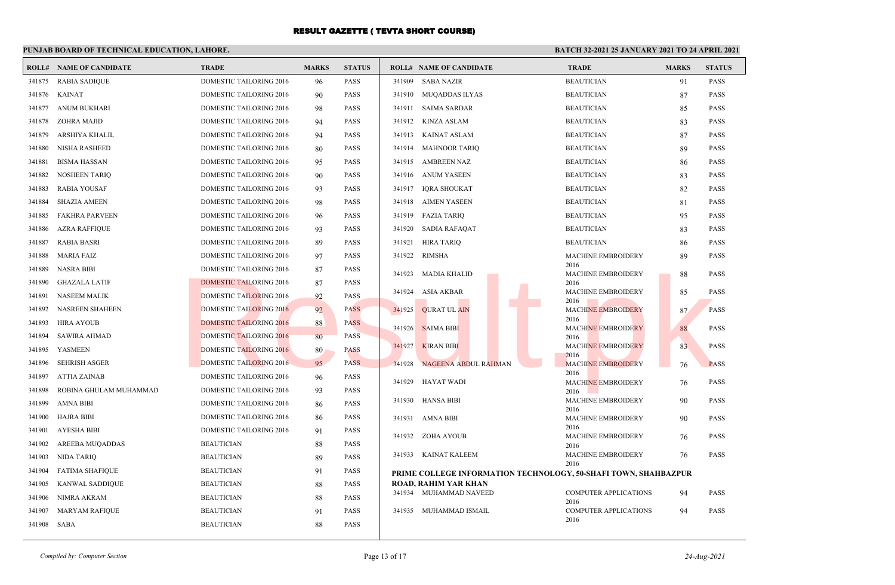# RESULT GAZETTE ( TEVTA SHORT COURSE)

**PUNJAB BOARD OF TECHNICAL EDUCATION, LAHORE.**

**BATCH 32-2021 25 JANUARY 2021 TO 24 APRIL 2021**

| ROLL# | NAME OF CANDIDATE | TRADE | MARKS | STATUS |
|---|---|---|---|---|
| 341875 | RABIA SADIQUE | DOMESTIC TAILORING 2016 | 96 | PASS |
| 341876 | KAINAT | DOMESTIC TAILORING 2016 | 90 | PASS |
| 341877 | ANUM BUKHARI | DOMESTIC TAILORING 2016 | 98 | PASS |
| 341878 | ZOHRA MAJID | DOMESTIC TAILORING 2016 | 94 | PASS |
| 341879 | ARSHIYA KHALIL | DOMESTIC TAILORING 2016 | 94 | PASS |
| 341880 | NISHA RASHEED | DOMESTIC TAILORING 2016 | 80 | PASS |
| 341881 | BISMA HASSAN | DOMESTIC TAILORING 2016 | 95 | PASS |
| 341882 | NOSHEEN TARIQ | DOMESTIC TAILORING 2016 | 90 | PASS |
| 341883 | RABIA YOUSAF | DOMESTIC TAILORING 2016 | 93 | PASS |
| 341884 | SHAZIA AMEEN | DOMESTIC TAILORING 2016 | 98 | PASS |
| 341885 | FAKHRA PARVEEN | DOMESTIC TAILORING 2016 | 96 | PASS |
| 341886 | AZRA RAFFIQUE | DOMESTIC TAILORING 2016 | 93 | PASS |
| 341887 | RABIA BASRI | DOMESTIC TAILORING 2016 | 89 | PASS |
| 341888 | MARIA FAIZ | DOMESTIC TAILORING 2016 | 97 | PASS |
| 341889 | NASRA BIBI | DOMESTIC TAILORING 2016 | 87 | PASS |
| 341890 | GHAZALA LATIF | DOMESTIC TAILORING 2016 | 87 | PASS |
| 341891 | NASEEM MALIK | DOMESTIC TAILORING 2016 | 92 | PASS |
| 341892 | NASREEN SHAHEEN | DOMESTIC TAILORING 2016 | 92 | PASS |
| 341893 | HIRA AYOUB | DOMESTIC TAILORING 2016 | 88 | PASS |
| 341894 | SAWIRA AHMAD | DOMESTIC TAILORING 2016 | 80 | PASS |
| 341895 | YASMEEN | DOMESTIC TAILORING 2016 | 80 | PASS |
| 341896 | SEHRISH ASGER | DOMESTIC TAILORING 2016 | 95 | PASS |
| 341897 | ATTIA ZAINAB | DOMESTIC TAILORING 2016 | 96 | PASS |
| 341898 | ROBINA GHULAM MUHAMMAD | DOMESTIC TAILORING 2016 | 93 | PASS |
| 341899 | AMNA BIBI | DOMESTIC TAILORING 2016 | 86 | PASS |
| 341900 | HAJRA BIBI | DOMESTIC TAILORING 2016 | 86 | PASS |
| 341901 | AYESHA BIBI | DOMESTIC TAILORING 2016 | 91 | PASS |
| 341902 | AREEBA MUQADDAS | BEAUTICIAN | 88 | PASS |
| 341903 | NIDA TARIQ | BEAUTICIAN | 89 | PASS |
| 341904 | FATIMA SHAFIQUE | BEAUTICIAN | 91 | PASS |
| 341905 | KANWAL SADDIQUE | BEAUTICIAN | 88 | PASS |
| 341906 | NIMRA AKRAM | BEAUTICIAN | 88 | PASS |
| 341907 | MARYAM RAFIQUE | BEAUTICIAN | 91 | PASS |
| 341908 | SABA | BEAUTICIAN | 88 | PASS |
| 341909 | SABA NAZIR | BEAUTICIAN | 91 | PASS |
| 341910 | MUQADDAS ILYAS | BEAUTICIAN | 87 | PASS |
| 341911 | SAIMA SARDAR | BEAUTICIAN | 85 | PASS |
| 341912 | KINZA ASLAM | BEAUTICIAN | 83 | PASS |
| 341913 | KAINAT ASLAM | BEAUTICIAN | 87 | PASS |
| 341914 | MAHNOOR TARIQ | BEAUTICIAN | 89 | PASS |
| 341915 | AMBREEN NAZ | BEAUTICIAN | 86 | PASS |
| 341916 | ANUM YASEEN | BEAUTICIAN | 83 | PASS |
| 341917 | IQRA SHOUKAT | BEAUTICIAN | 82 | PASS |
| 341918 | AIMEN YASEEN | BEAUTICIAN | 81 | PASS |
| 341919 | FAZIA TARIQ | BEAUTICIAN | 95 | PASS |
| 341920 | SADIA RAFAQAT | BEAUTICIAN | 83 | PASS |
| 341921 | HIRA TARIQ | BEAUTICIAN | 86 | PASS |
| 341922 | RIMSHA | MACHINE EMBROIDERY 2016 | 89 | PASS |
| 341923 | MADIA KHALID | MACHINE EMBROIDERY 2016 | 88 | PASS |
| 341924 | ASIA AKBAR | MACHINE EMBROIDERY 2016 | 85 | PASS |
| 341925 | QURAT UL AIN | MACHINE EMBROIDERY 2016 | 87 | PASS |
| 341926 | SAIMA BIBI | MACHINE EMBROIDERY 2016 | 88 | PASS |
| 341927 | KIRAN BIBI | MACHINE EMBROIDERY 2016 | 83 | PASS |
| 341928 | NAGEENA ABDUL RAHMAN | MACHINE EMBROIDERY 2016 | 76 | PASS |
| 341929 | HAYAT WADI | MACHINE EMBROIDERY 2016 | 76 | PASS |
| 341930 | HANSA BIBI | MACHINE EMBROIDERY 2016 | 90 | PASS |
| 341931 | AMNA BIBI | MACHINE EMBROIDERY 2016 | 90 | PASS |
| 341932 | ZOHA AYOUB | MACHINE EMBROIDERY 2016 | 76 | PASS |
| 341933 | KAINAT KALEEM | MACHINE EMBROIDERY 2016 | 76 | PASS |

**PRIME COLLEGE INFORMATION TECHNOLOGY, 50-SHAFI TOWN, SHAHBAZPUR ROAD, RAHIM YAR KHAN**

| ROLL# | NAME OF CANDIDATE | TRADE | MARKS | STATUS |
|---|---|---|---|---|
| 341934 | MUHAMMAD NAVEED | COMPUTER APPLICATIONS 2016 | 94 | PASS |
| 341935 | MUHAMMAD ISMAIL | COMPUTER APPLICATIONS 2016 | 94 | PASS |

*Compiled by: Computer Section*

*24-Aug-2021*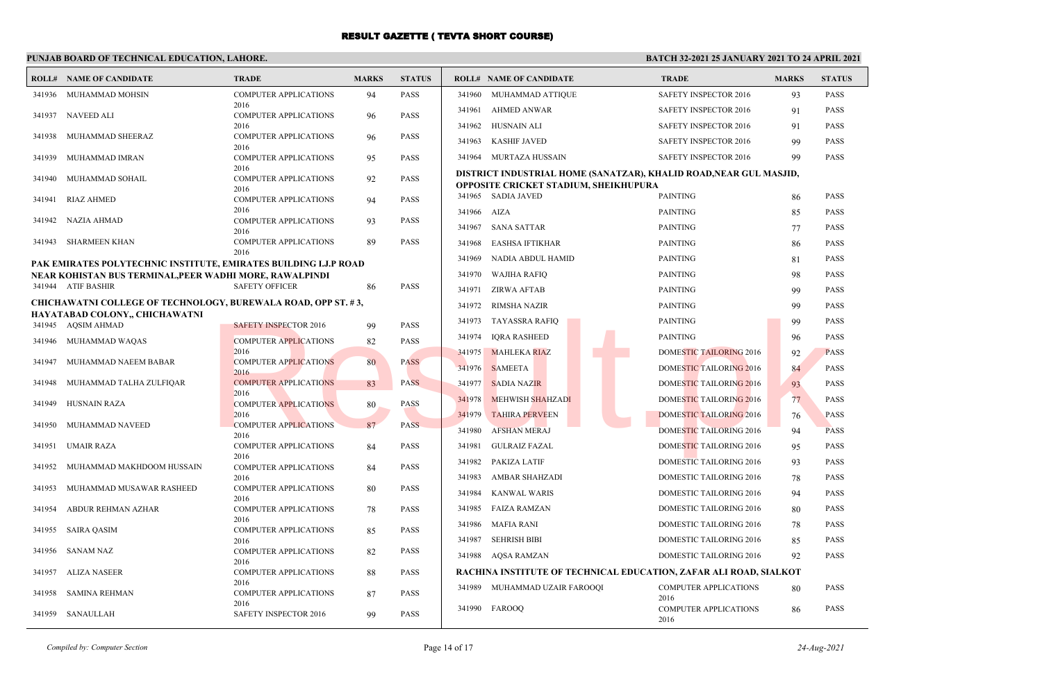# RESULT GAZETTE ( TEVTA SHORT COURSE)

**PUNJAB BOARD OF TECHNICAL EDUCATION, LAHORE.**

**BATCH 32-2021 25 JANUARY 2021 TO 24 APRIL 2021**

| ROLL# | NAME OF CANDIDATE | TRADE | MARKS | STATUS |
|---|---|---|---|---|
| 341936 | MUHAMMAD MOHSIN | COMPUTER APPLICATIONS 2016 | 94 | PASS |
| 341937 | NAVEED ALI | COMPUTER APPLICATIONS 2016 | 96 | PASS |
| 341938 | MUHAMMAD SHEERAZ | COMPUTER APPLICATIONS 2016 | 96 | PASS |
| 341939 | MUHAMMAD IMRAN | COMPUTER APPLICATIONS 2016 | 95 | PASS |
| 341940 | MUHAMMAD SOHAIL | COMPUTER APPLICATIONS 2016 | 92 | PASS |
| 341941 | RIAZ AHMED | COMPUTER APPLICATIONS 2016 | 94 | PASS |
| 341942 | NAZIA AHMAD | COMPUTER APPLICATIONS 2016 | 93 | PASS |
| 341943 | SHARMEEN KHAN | COMPUTER APPLICATIONS 2016 | 89 | PASS |

**PAK EMIRATES POLYTECHNIC INSTITUTE, EMIRATES BUILDING I.J.P ROAD NEAR KOHISTAN BUS TERMINAL,PEER WADHI MORE, RAWALPINDI**

| ROLL# | NAME OF CANDIDATE | TRADE | MARKS | STATUS |
|---|---|---|---|---|
| 341944 | ATIF BASHIR | SAFETY OFFICER | 86 | PASS |

**CHICHAWATNI COLLEGE OF TECHNOLOGY, BUREWALA ROAD, OPP ST. # 3, HAYATABAD COLONY,, CHICHAWATNI**

| ROLL# | NAME OF CANDIDATE | TRADE | MARKS | STATUS |
|---|---|---|---|---|
| 341945 | AQSIM AHMAD | SAFETY INSPECTOR 2016 | 99 | PASS |
| 341946 | MUHAMMAD WAQAS | COMPUTER APPLICATIONS 2016 | 82 | PASS |
| 341947 | MUHAMMAD NAEEM BABAR | COMPUTER APPLICATIONS 2016 | 80 | PASS |
| 341948 | MUHAMMAD TALHA ZULFIQAR | COMPUTER APPLICATIONS 2016 | 83 | PASS |
| 341949 | HUSNAIN RAZA | COMPUTER APPLICATIONS 2016 | 80 | PASS |
| 341950 | MUHAMMAD NAVEED | COMPUTER APPLICATIONS 2016 | 87 | PASS |
| 341951 | UMAIR RAZA | COMPUTER APPLICATIONS 2016 | 84 | PASS |
| 341952 | MUHAMMAD MAKHDOOM HUSSAIN | COMPUTER APPLICATIONS 2016 | 84 | PASS |
| 341953 | MUHAMMAD MUSAWAR RASHEED | COMPUTER APPLICATIONS 2016 | 80 | PASS |
| 341954 | ABDUR REHMAN AZHAR | COMPUTER APPLICATIONS 2016 | 78 | PASS |
| 341955 | SAIRA QASIM | COMPUTER APPLICATIONS 2016 | 85 | PASS |
| 341956 | SANAM NAZ | COMPUTER APPLICATIONS 2016 | 82 | PASS |
| 341957 | ALIZA NASEER | COMPUTER APPLICATIONS 2016 | 88 | PASS |
| 341958 | SAMINA REHMAN | COMPUTER APPLICATIONS 2016 | 87 | PASS |
| 341959 | SANAULLAH | SAFETY INSPECTOR 2016 | 99 | PASS |
| 341960 | MUHAMMAD ATTIQUE | SAFETY INSPECTOR 2016 | 93 | PASS |
| 341961 | AHMED ANWAR | SAFETY INSPECTOR 2016 | 91 | PASS |
| 341962 | HUSNAIN ALI | SAFETY INSPECTOR 2016 | 91 | PASS |
| 341963 | KASHIF JAVED | SAFETY INSPECTOR 2016 | 99 | PASS |
| 341964 | MURTAZA HUSSAIN | SAFETY INSPECTOR 2016 | 99 | PASS |

**DISTRICT INDUSTRIAL HOME (SANATZAR), KHALID ROAD,NEAR GUL MASJID, OPPOSITE CRICKET STADIUM, SHEIKHUPURA**

| ROLL# | NAME OF CANDIDATE | TRADE | MARKS | STATUS |
|---|---|---|---|---|
| 341965 | SADIA JAVED | PAINTING | 86 | PASS |
| 341966 | AIZA | PAINTING | 85 | PASS |
| 341967 | SANA SATTAR | PAINTING | 77 | PASS |
| 341968 | EASHSA IFTIKHAR | PAINTING | 86 | PASS |
| 341969 | NADIA ABDUL HAMID | PAINTING | 81 | PASS |
| 341970 | WAJIHA RAFIQ | PAINTING | 98 | PASS |
| 341971 | ZIRWA AFTAB | PAINTING | 99 | PASS |
| 341972 | RIMSHA NAZIR | PAINTING | 99 | PASS |
| 341973 | TAYASSRA RAFIQ | PAINTING | 99 | PASS |
| 341974 | IQRA RASHEED | PAINTING | 96 | PASS |
| 341975 | MAHLEKA RIAZ | DOMESTIC TAILORING 2016 | 92 | PASS |
| 341976 | SAMEETA | DOMESTIC TAILORING 2016 | 84 | PASS |
| 341977 | SADIA NAZIR | DOMESTIC TAILORING 2016 | 93 | PASS |
| 341978 | MEHWISH SHAHZADI | DOMESTIC TAILORING 2016 | 77 | PASS |
| 341979 | TAHIRA PERVEEN | DOMESTIC TAILORING 2016 | 76 | PASS |
| 341980 | AFSHAN MERAJ | DOMESTIC TAILORING 2016 | 94 | PASS |
| 341981 | GULRAIZ FAZAL | DOMESTIC TAILORING 2016 | 95 | PASS |
| 341982 | PAKIZA LATIF | DOMESTIC TAILORING 2016 | 93 | PASS |
| 341983 | AMBAR SHAHZADI | DOMESTIC TAILORING 2016 | 78 | PASS |
| 341984 | KANWAL WARIS | DOMESTIC TAILORING 2016 | 94 | PASS |
| 341985 | FAIZA RAMZAN | DOMESTIC TAILORING 2016 | 80 | PASS |
| 341986 | MAFIA RANI | DOMESTIC TAILORING 2016 | 78 | PASS |
| 341987 | SEHRISH BIBI | DOMESTIC TAILORING 2016 | 85 | PASS |
| 341988 | AQSA RAMZAN | DOMESTIC TAILORING 2016 | 92 | PASS |

**RACHINA INSTITUTE OF TECHNICAL EDUCATION, ZAFAR ALI ROAD, SIALKOT**

| ROLL# | NAME OF CANDIDATE | TRADE | MARKS | STATUS |
|---|---|---|---|---|
| 341989 | MUHAMMAD UZAIR FAROOQI | COMPUTER APPLICATIONS 2016 | 80 | PASS |
| 341990 | FAROOQ | COMPUTER APPLICATIONS 2016 | 86 | PASS |

*Compiled by: Computer Section* | *24-Aug-2021*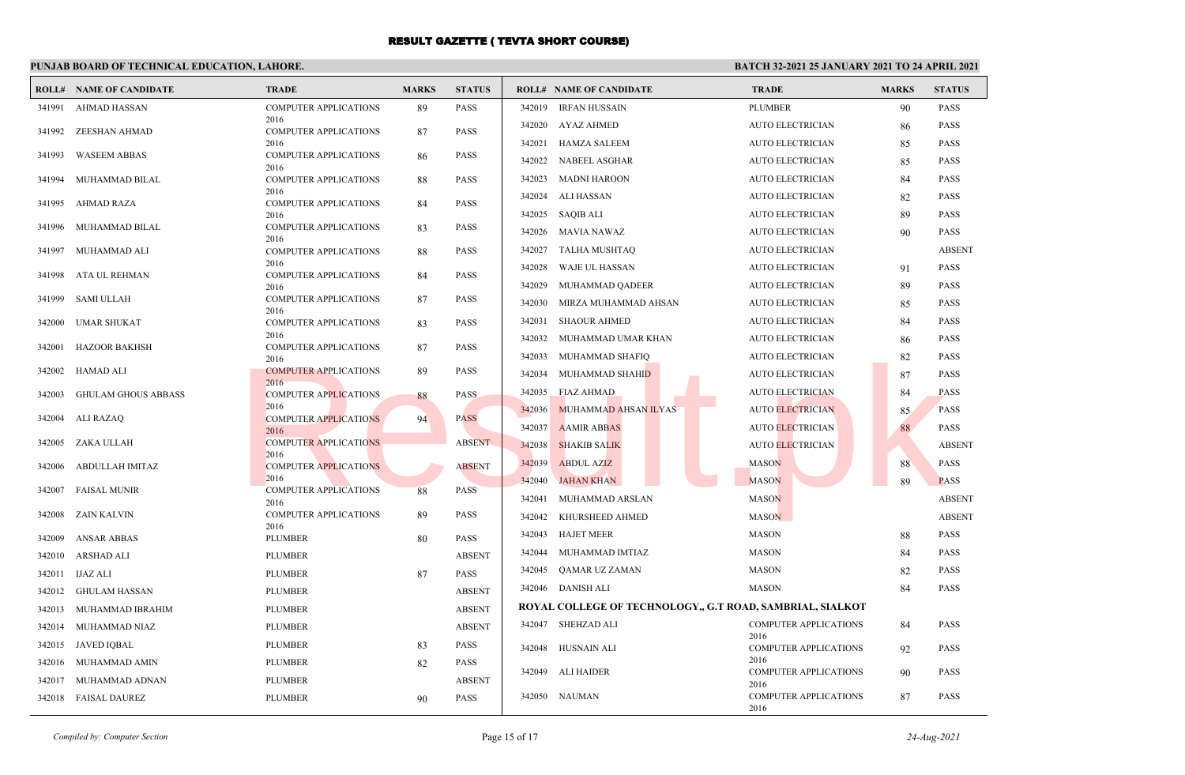# RESULT GAZETTE ( TEVTA SHORT COURSE)

**PUNJAB BOARD OF TECHNICAL EDUCATION, LAHORE.**

**BATCH 32-2021 25 JANUARY 2021 TO 24 APRIL 2021**

| ROLL# | NAME OF CANDIDATE | TRADE | MARKS | STATUS |
|---|---|---|---|---|
| 341991 | AHMAD HASSAN | COMPUTER APPLICATIONS 2016 | 89 | PASS |
| 341992 | ZEESHAN AHMAD | COMPUTER APPLICATIONS 2016 | 87 | PASS |
| 341993 | WASEEM ABBAS | COMPUTER APPLICATIONS 2016 | 86 | PASS |
| 341994 | MUHAMMAD BILAL | COMPUTER APPLICATIONS 2016 | 88 | PASS |
| 341995 | AHMAD RAZA | COMPUTER APPLICATIONS 2016 | 84 | PASS |
| 341996 | MUHAMMAD BILAL | COMPUTER APPLICATIONS 2016 | 83 | PASS |
| 341997 | MUHAMMAD ALI | COMPUTER APPLICATIONS 2016 | 88 | PASS |
| 341998 | ATA UL REHMAN | COMPUTER APPLICATIONS 2016 | 84 | PASS |
| 341999 | SAMI ULLAH | COMPUTER APPLICATIONS 2016 | 87 | PASS |
| 342000 | UMAR SHUKAT | COMPUTER APPLICATIONS 2016 | 83 | PASS |
| 342001 | HAZOOR BAKHSH | COMPUTER APPLICATIONS 2016 | 87 | PASS |
| 342002 | HAMAD ALI | COMPUTER APPLICATIONS 2016 | 89 | PASS |
| 342003 | GHULAM GHOUS ABBASS | COMPUTER APPLICATIONS 2016 | 88 | PASS |
| 342004 | ALI RAZAQ | COMPUTER APPLICATIONS 2016 | 94 | PASS |
| 342005 | ZAKA ULLAH | COMPUTER APPLICATIONS 2016 | | ABSENT |
| 342006 | ABDULLAH IMITAZ | COMPUTER APPLICATIONS 2016 | | ABSENT |
| 342007 | FAISAL MUNIR | COMPUTER APPLICATIONS 2016 | 88 | PASS |
| 342008 | ZAIN KALVIN | COMPUTER APPLICATIONS 2016 | 89 | PASS |
| 342009 | ANSAR ABBAS | PLUMBER | 80 | PASS |
| 342010 | ARSHAD ALI | PLUMBER | | ABSENT |
| 342011 | IJAZ ALI | PLUMBER | 87 | PASS |
| 342012 | GHULAM HASSAN | PLUMBER | | ABSENT |
| 342013 | MUHAMMAD IBRAHIM | PLUMBER | | ABSENT |
| 342014 | MUHAMMAD NIAZ | PLUMBER | | ABSENT |
| 342015 | JAVED IQBAL | PLUMBER | 83 | PASS |
| 342016 | MUHAMMAD AMIN | PLUMBER | 82 | PASS |
| 342017 | MUHAMMAD ADNAN | PLUMBER | | ABSENT |
| 342018 | FAISAL DAUREZ | PLUMBER | 90 | PASS |
| 342019 | IRFAN HUSSAIN | PLUMBER | 90 | PASS |
| 342020 | AYAZ AHMED | AUTO ELECTRICIAN | 86 | PASS |
| 342021 | HAMZA SALEEM | AUTO ELECTRICIAN | 85 | PASS |
| 342022 | NABEEL ASGHAR | AUTO ELECTRICIAN | 85 | PASS |
| 342023 | MADNI HAROON | AUTO ELECTRICIAN | 84 | PASS |
| 342024 | ALI HASSAN | AUTO ELECTRICIAN | 82 | PASS |
| 342025 | SAQIB ALI | AUTO ELECTRICIAN | 89 | PASS |
| 342026 | MAVIA NAWAZ | AUTO ELECTRICIAN | 90 | PASS |
| 342027 | TALHA MUSHTAQ | AUTO ELECTRICIAN | | ABSENT |
| 342028 | WAJE UL HASSAN | AUTO ELECTRICIAN | 91 | PASS |
| 342029 | MUHAMMAD QADEER | AUTO ELECTRICIAN | 89 | PASS |
| 342030 | MIRZA MUHAMMAD AHSAN | AUTO ELECTRICIAN | 85 | PASS |
| 342031 | SHAOUR AHMED | AUTO ELECTRICIAN | 84 | PASS |
| 342032 | MUHAMMAD UMAR KHAN | AUTO ELECTRICIAN | 86 | PASS |
| 342033 | MUHAMMAD SHAFIQ | AUTO ELECTRICIAN | 82 | PASS |
| 342034 | MUHAMMAD SHAHID | AUTO ELECTRICIAN | 87 | PASS |
| 342035 | FIAZ AHMAD | AUTO ELECTRICIAN | 84 | PASS |
| 342036 | MUHAMMAD AHSAN ILYAS | AUTO ELECTRICIAN | 85 | PASS |
| 342037 | AAMIR ABBAS | AUTO ELECTRICIAN | 88 | PASS |
| 342038 | SHAKIB SALIK | AUTO ELECTRICIAN | | ABSENT |
| 342039 | ABDUL AZIZ | MASON | 88 | PASS |
| 342040 | JAHAN KHAN | MASON | 89 | PASS |
| 342041 | MUHAMMAD ARSLAN | MASON | | ABSENT |
| 342042 | KHURSHEED AHMED | MASON | | ABSENT |
| 342043 | HAJET MEER | MASON | 88 | PASS |
| 342044 | MUHAMMAD IMTIAZ | MASON | 84 | PASS |
| 342045 | QAMAR UZ ZAMAN | MASON | 82 | PASS |
| 342046 | DANISH ALI | MASON | 84 | PASS |

**ROYAL COLLEGE OF TECHNOLOGY,, G.T ROAD, SAMBRIAL, SIALKOT**

| ROLL# | NAME OF CANDIDATE | TRADE | MARKS | STATUS |
|---|---|---|---|---|
| 342047 | SHEHZAD ALI | COMPUTER APPLICATIONS 2016 | 84 | PASS |
| 342048 | HUSNAIN ALI | COMPUTER APPLICATIONS 2016 | 92 | PASS |
| 342049 | ALI HAIDER | COMPUTER APPLICATIONS 2016 | 90 | PASS |
| 342050 | NAUMAN | COMPUTER APPLICATIONS 2016 | 87 | PASS |

*Compiled by: Computer Section*

*24-Aug-2021*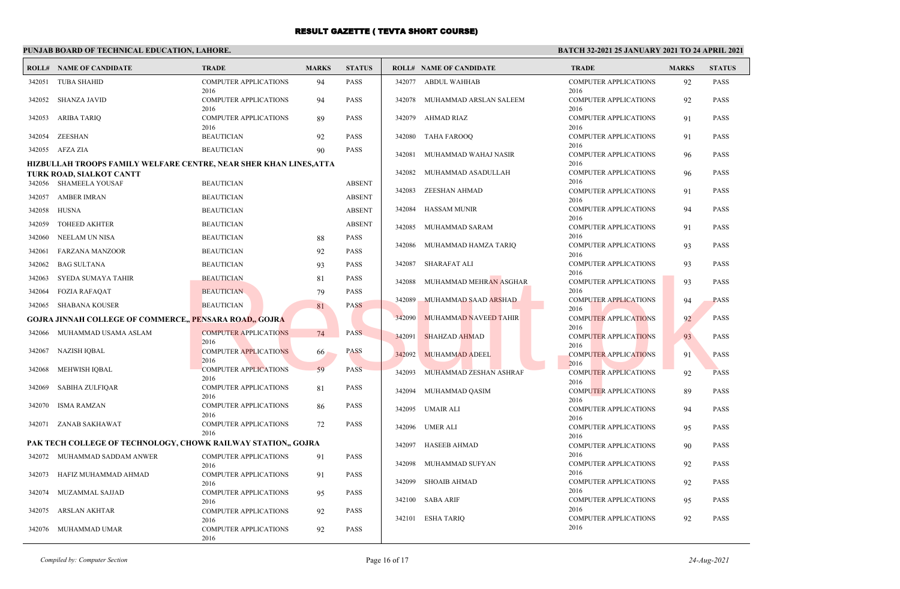# RESULT GAZETTE ( TEVTA SHORT COURSE)

**PUNJAB BOARD OF TECHNICAL EDUCATION, LAHORE.**

**BATCH 32-2021 25 JANUARY 2021 TO 24 APRIL 2021**

| ROLL# | NAME OF CANDIDATE | TRADE | MARKS | STATUS |
|---|---|---|---|---|
| 342051 | TUBA SHAHID | COMPUTER APPLICATIONS 2016 | 94 | PASS |
| 342052 | SHANZA JAVID | COMPUTER APPLICATIONS 2016 | 94 | PASS |
| 342053 | ARIBA TARIQ | COMPUTER APPLICATIONS 2016 | 89 | PASS |
| 342054 | ZEESHAN | BEAUTICIAN | 92 | PASS |
| 342055 | AFZA ZIA | BEAUTICIAN | 90 | PASS |

**HIZBULLAH TROOPS FAMILY WELFARE CENTRE, NEAR SHER KHAN LINES,ATTA TURK ROAD, SIALKOT CANTT**

| ROLL# | NAME OF CANDIDATE | TRADE | MARKS | STATUS |
|---|---|---|---|---|
| 342056 | SHAMEELA YOUSAF | BEAUTICIAN | | ABSENT |
| 342057 | AMBER IMRAN | BEAUTICIAN | | ABSENT |
| 342058 | HUSNA | BEAUTICIAN | | ABSENT |
| 342059 | TOHEED AKHTER | BEAUTICIAN | | ABSENT |
| 342060 | NEELAM UN NISA | BEAUTICIAN | 88 | PASS |
| 342061 | FARZANA MANZOOR | BEAUTICIAN | 92 | PASS |
| 342062 | BAG SULTANA | BEAUTICIAN | 93 | PASS |
| 342063 | SYEDA SUMAYA TAHIR | BEAUTICIAN | 81 | PASS |
| 342064 | FOZIA RAFAQAT | BEAUTICIAN | 79 | PASS |
| 342065 | SHABANA KOUSER | BEAUTICIAN | 81 | PASS |

**GOJRA JINNAH COLLEGE OF COMMERCE,, PENSARA ROAD,, GOJRA**

| ROLL# | NAME OF CANDIDATE | TRADE | MARKS | STATUS |
|---|---|---|---|---|
| 342066 | MUHAMMAD USAMA ASLAM | COMPUTER APPLICATIONS 2016 | 74 | PASS |
| 342067 | NAZISH IQBAL | COMPUTER APPLICATIONS 2016 | 66 | PASS |
| 342068 | MEHWISH IQBAL | COMPUTER APPLICATIONS 2016 | 59 | PASS |
| 342069 | SABIHA ZULFIQAR | COMPUTER APPLICATIONS 2016 | 81 | PASS |
| 342070 | ISMA RAMZAN | COMPUTER APPLICATIONS 2016 | 86 | PASS |
| 342071 | ZANAB SAKHAWAT | COMPUTER APPLICATIONS 2016 | 72 | PASS |

**PAK TECH COLLEGE OF TECHNOLOGY, CHOWK RAILWAY STATION,, GOJRA**

| ROLL# | NAME OF CANDIDATE | TRADE | MARKS | STATUS |
|---|---|---|---|---|
| 342072 | MUHAMMAD SADDAM ANWER | COMPUTER APPLICATIONS 2016 | 91 | PASS |
| 342073 | HAFIZ MUHAMMAD AHMAD | COMPUTER APPLICATIONS 2016 | 91 | PASS |
| 342074 | MUZAMMAL SAJJAD | COMPUTER APPLICATIONS 2016 | 95 | PASS |
| 342075 | ARSLAN AKHTAR | COMPUTER APPLICATIONS 2016 | 92 | PASS |
| 342076 | MUHAMMAD UMAR | COMPUTER APPLICATIONS 2016 | 92 | PASS |
| 342077 | ABDUL WAHHAB | COMPUTER APPLICATIONS 2016 | 92 | PASS |
| 342078 | MUHAMMAD ARSLAN SALEEM | COMPUTER APPLICATIONS 2016 | 92 | PASS |
| 342079 | AHMAD RIAZ | COMPUTER APPLICATIONS 2016 | 91 | PASS |
| 342080 | TAHA FAROOQ | COMPUTER APPLICATIONS 2016 | 91 | PASS |
| 342081 | MUHAMMAD WAHAJ NASIR | COMPUTER APPLICATIONS 2016 | 96 | PASS |
| 342082 | MUHAMMAD ASADULLAH | COMPUTER APPLICATIONS 2016 | 96 | PASS |
| 342083 | ZEESHAN AHMAD | COMPUTER APPLICATIONS 2016 | 91 | PASS |
| 342084 | HASSAM MUNIR | COMPUTER APPLICATIONS 2016 | 94 | PASS |
| 342085 | MUHAMMAD SARAM | COMPUTER APPLICATIONS 2016 | 91 | PASS |
| 342086 | MUHAMMAD HAMZA TARIQ | COMPUTER APPLICATIONS 2016 | 93 | PASS |
| 342087 | SHARAFAT ALI | COMPUTER APPLICATIONS 2016 | 93 | PASS |
| 342088 | MUHAMMAD MEHRAN ASGHAR | COMPUTER APPLICATIONS 2016 | 93 | PASS |
| 342089 | MUHAMMAD SAAD ARSHAD | COMPUTER APPLICATIONS 2016 | 94 | PASS |
| 342090 | MUHAMMAD NAVEED TAHIR | COMPUTER APPLICATIONS 2016 | 92 | PASS |
| 342091 | SHAHZAD AHMAD | COMPUTER APPLICATIONS 2016 | 93 | PASS |
| 342092 | MUHAMMAD ADEEL | COMPUTER APPLICATIONS 2016 | 91 | PASS |
| 342093 | MUHAMMAD ZESHAN ASHRAF | COMPUTER APPLICATIONS 2016 | 92 | PASS |
| 342094 | MUHAMMAD QASIM | COMPUTER APPLICATIONS 2016 | 89 | PASS |
| 342095 | UMAIR ALI | COMPUTER APPLICATIONS 2016 | 94 | PASS |
| 342096 | UMER ALI | COMPUTER APPLICATIONS 2016 | 95 | PASS |
| 342097 | HASEEB AHMAD | COMPUTER APPLICATIONS 2016 | 90 | PASS |
| 342098 | MUHAMMAD SUFYAN | COMPUTER APPLICATIONS 2016 | 92 | PASS |
| 342099 | SHOAIB AHMAD | COMPUTER APPLICATIONS 2016 | 92 | PASS |
| 342100 | SABA ARIF | COMPUTER APPLICATIONS 2016 | 95 | PASS |
| 342101 | ESHA TARIQ | COMPUTER APPLICATIONS 2016 | 92 | PASS |

*Compiled by: Computer Section*

*24-Aug-2021*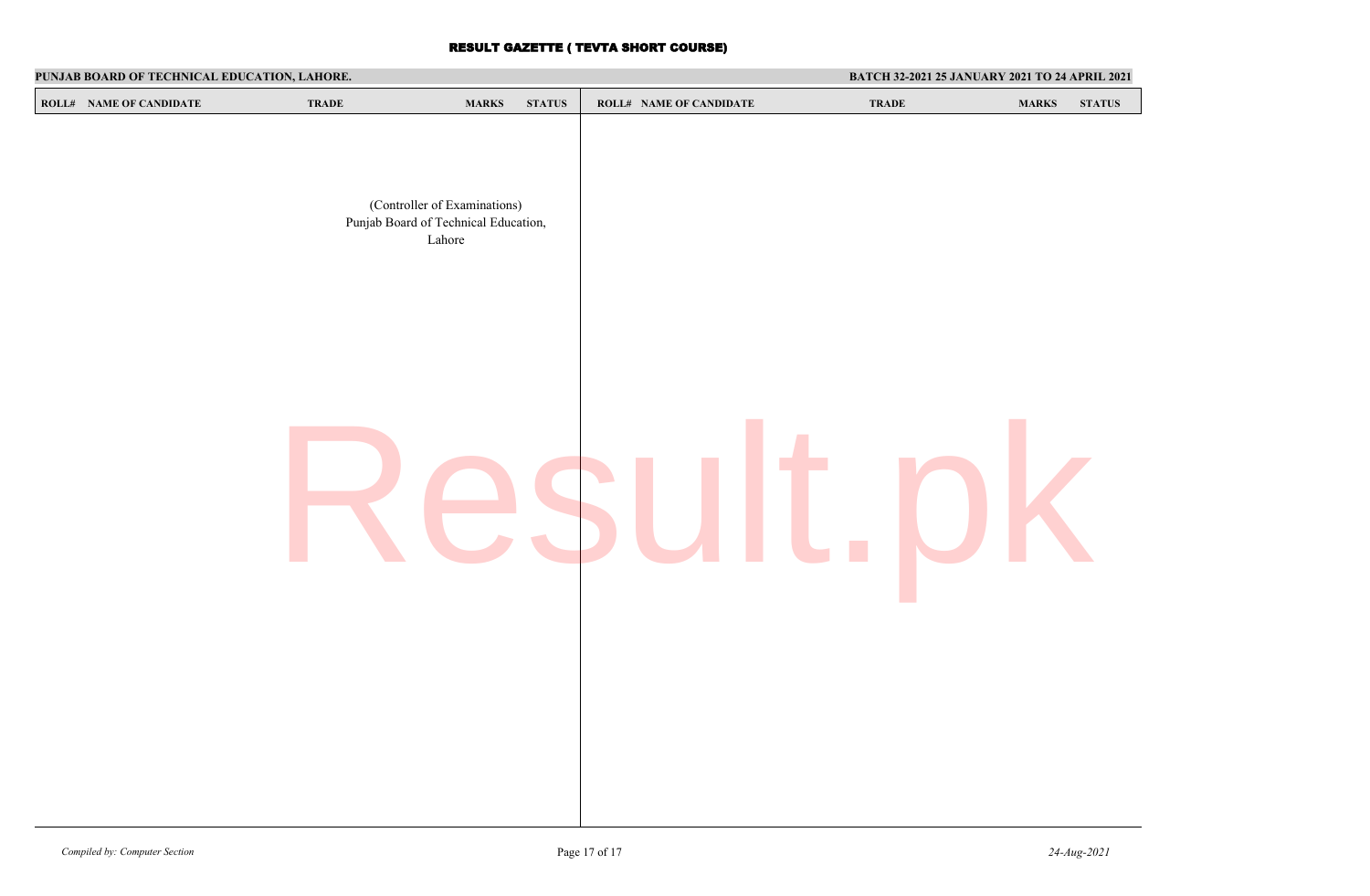| ROLL# | NAME OF CANDIDATE | TRADE | MARKS | STATUS | ROLL# | NAME OF CANDIDATE | TRADE | MARKS | STATUS |
|---|---|---|---|---|---|---|---|---|---|

(Controller of Examinations)
Punjab Board of Technical Education,
Lahore